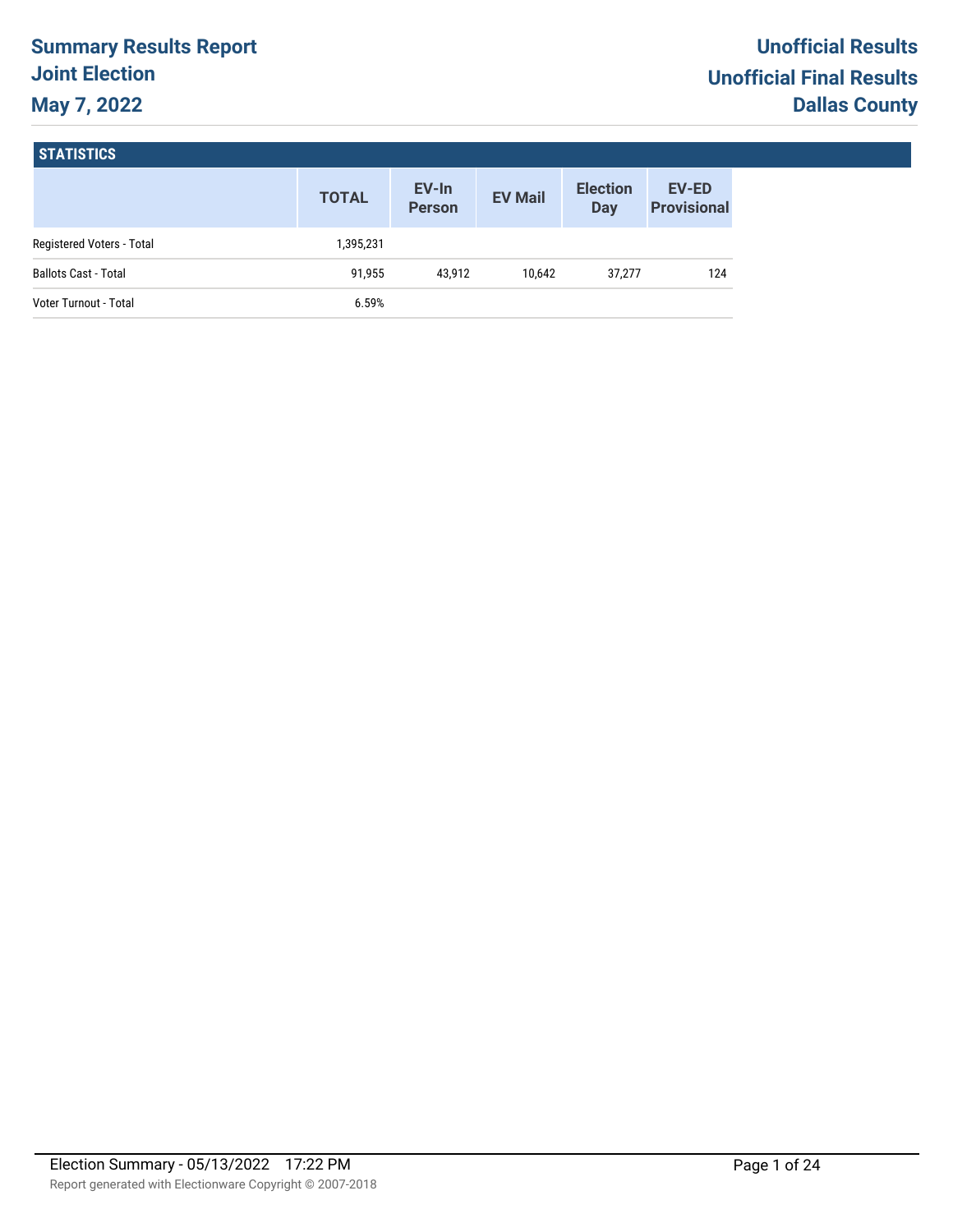# Summary Results Report
## Joint Election
## May 7, 2022

**Unofficial Results**
**Unofficial Final Results**
**Dallas County**

### STATISTICS

| | TOTAL | EV-In Person | EV Mail | Election Day | EV-ED Provisional |
|---|---|---|---|---|---|
| Registered Voters - Total | 1,395,231 | | | | |
| Ballots Cast - Total | 91,955 | 43,912 | 10,642 | 37,277 | 124 |
| Voter Turnout - Total | 6.59% | | | | |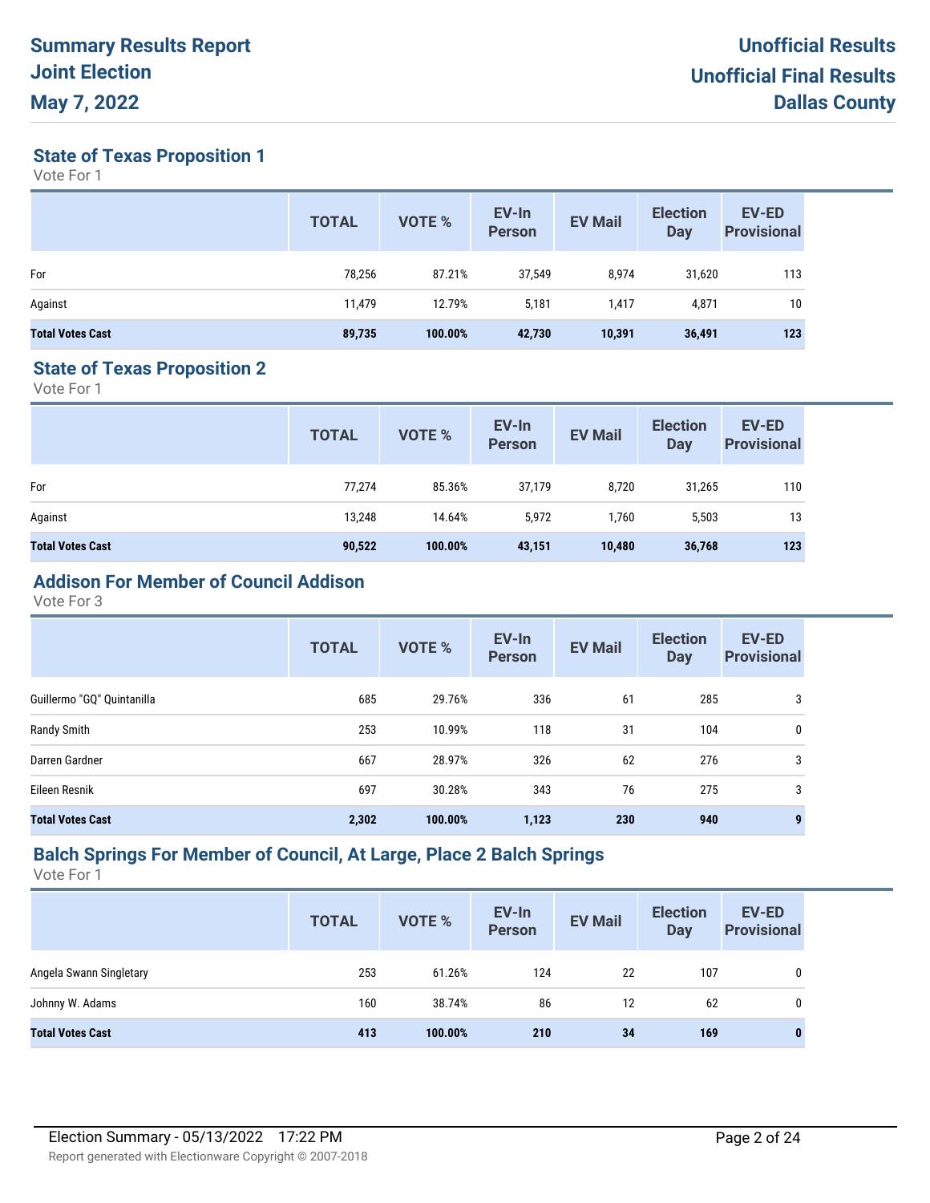# Summary Results Report
# Joint Election
# May 7, 2022

**Unofficial Results**
**Unofficial Final Results**
**Dallas County**

## State of Texas Proposition 1

Vote For 1

| | TOTAL | VOTE % | EV-In Person | EV Mail | Election Day | EV-ED Provisional |
|---|---|---|---|---|---|---|
| For | 78,256 | 87.21% | 37,549 | 8,974 | 31,620 | 113 |
| Against | 11,479 | 12.79% | 5,181 | 1,417 | 4,871 | 10 |
| **Total Votes Cast** | **89,735** | **100.00%** | **42,730** | **10,391** | **36,491** | **123** |

## State of Texas Proposition 2

Vote For 1

| | TOTAL | VOTE % | EV-In Person | EV Mail | Election Day | EV-ED Provisional |
|---|---|---|---|---|---|---|
| For | 77,274 | 85.36% | 37,179 | 8,720 | 31,265 | 110 |
| Against | 13,248 | 14.64% | 5,972 | 1,760 | 5,503 | 13 |
| **Total Votes Cast** | **90,522** | **100.00%** | **43,151** | **10,480** | **36,768** | **123** |

## Addison For Member of Council Addison

Vote For 3

| | TOTAL | VOTE % | EV-In Person | EV Mail | Election Day | EV-ED Provisional |
|---|---|---|---|---|---|---|
| Guillermo "GQ" Quintanilla | 685 | 29.76% | 336 | 61 | 285 | 3 |
| Randy Smith | 253 | 10.99% | 118 | 31 | 104 | 0 |
| Darren Gardner | 667 | 28.97% | 326 | 62 | 276 | 3 |
| Eileen Resnik | 697 | 30.28% | 343 | 76 | 275 | 3 |
| **Total Votes Cast** | **2,302** | **100.00%** | **1,123** | **230** | **940** | **9** |

## Balch Springs For Member of Council, At Large, Place 2 Balch Springs

Vote For 1

| | TOTAL | VOTE % | EV-In Person | EV Mail | Election Day | EV-ED Provisional |
|---|---|---|---|---|---|---|
| Angela Swann Singletary | 253 | 61.26% | 124 | 22 | 107 | 0 |
| Johnny W. Adams | 160 | 38.74% | 86 | 12 | 62 | 0 |
| **Total Votes Cast** | **413** | **100.00%** | **210** | **34** | **169** | **0** |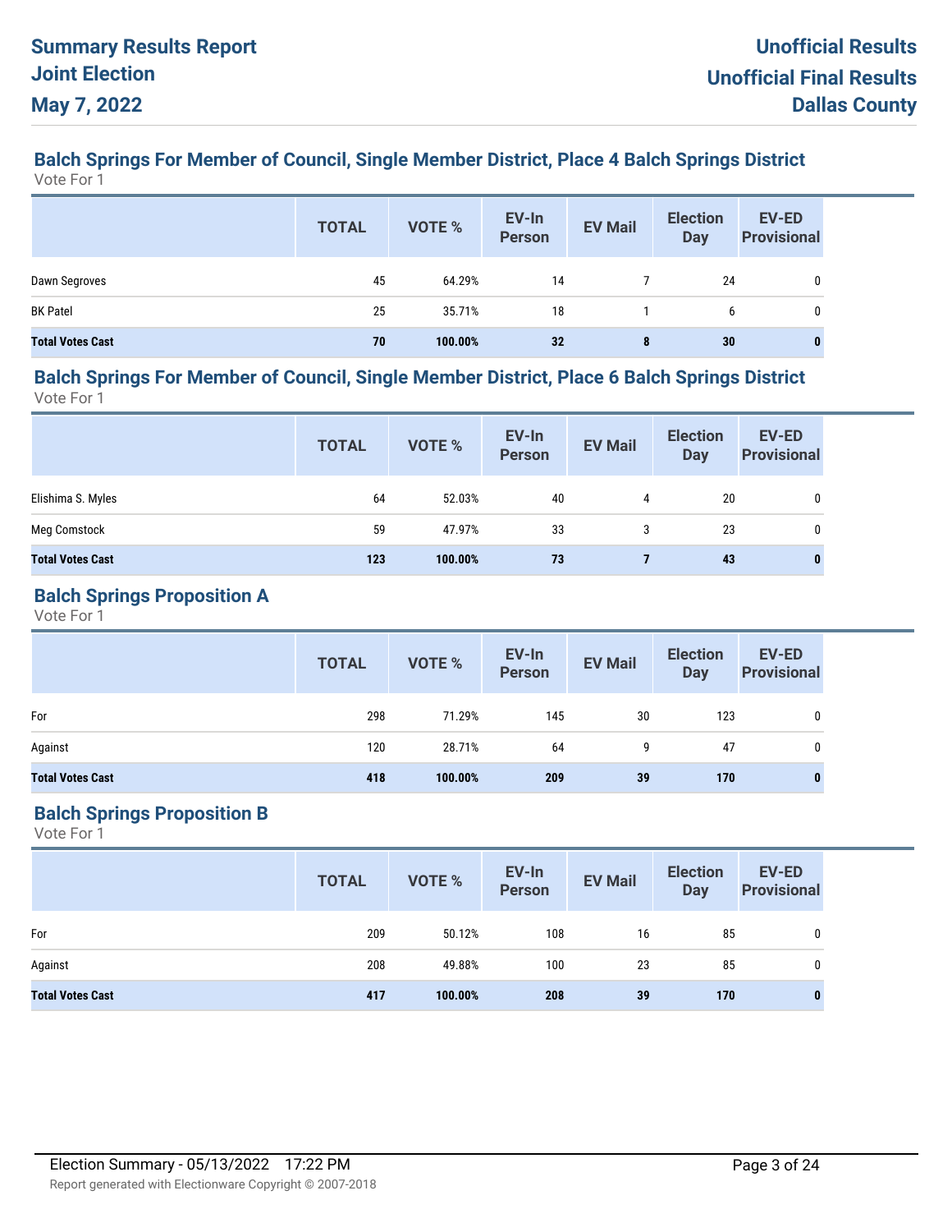# Summary Results Report
## Joint Election
## May 7, 2022

**Unofficial Results**
**Unofficial Final Results**
**Dallas County**

### Balch Springs For Member of Council, Single Member District, Place 4 Balch Springs District

Vote For 1

| | TOTAL | VOTE % | EV-In Person | EV Mail | Election Day | EV-ED Provisional |
|---|---|---|---|---|---|---|
| Dawn Segroves | 45 | 64.29% | 14 | 7 | 24 | 0 |
| BK Patel | 25 | 35.71% | 18 | 1 | 6 | 0 |
| **Total Votes Cast** | **70** | **100.00%** | **32** | **8** | **30** | **0** |

### Balch Springs For Member of Council, Single Member District, Place 6 Balch Springs District

Vote For 1

| | TOTAL | VOTE % | EV-In Person | EV Mail | Election Day | EV-ED Provisional |
|---|---|---|---|---|---|---|
| Elishima S. Myles | 64 | 52.03% | 40 | 4 | 20 | 0 |
| Meg Comstock | 59 | 47.97% | 33 | 3 | 23 | 0 |
| **Total Votes Cast** | **123** | **100.00%** | **73** | **7** | **43** | **0** |

### Balch Springs Proposition A

Vote For 1

| | TOTAL | VOTE % | EV-In Person | EV Mail | Election Day | EV-ED Provisional |
|---|---|---|---|---|---|---|
| For | 298 | 71.29% | 145 | 30 | 123 | 0 |
| Against | 120 | 28.71% | 64 | 9 | 47 | 0 |
| **Total Votes Cast** | **418** | **100.00%** | **209** | **39** | **170** | **0** |

### Balch Springs Proposition B

Vote For 1

| | TOTAL | VOTE % | EV-In Person | EV Mail | Election Day | EV-ED Provisional |
|---|---|---|---|---|---|---|
| For | 209 | 50.12% | 108 | 16 | 85 | 0 |
| Against | 208 | 49.88% | 100 | 23 | 85 | 0 |
| **Total Votes Cast** | **417** | **100.00%** | **208** | **39** | **170** | **0** |

Election Summary - 05/13/2022 17:22 PM

Report generated with Electionware Copyright © 2007-2018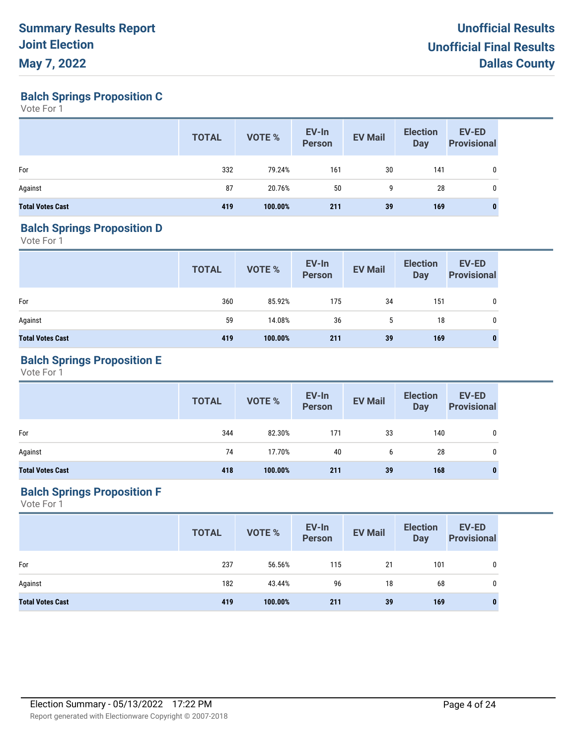# Summary Results Report
# Joint Election
# May 7, 2022

**Unofficial Results**
**Unofficial Final Results**
**Dallas County**

## Balch Springs Proposition C

Vote For 1

| | TOTAL | VOTE % | EV-In Person | EV Mail | Election Day | EV-ED Provisional |
|---|---|---|---|---|---|---|
| For | 332 | 79.24% | 161 | 30 | 141 | 0 |
| Against | 87 | 20.76% | 50 | 9 | 28 | 0 |
| **Total Votes Cast** | **419** | **100.00%** | **211** | **39** | **169** | **0** |

## Balch Springs Proposition D

Vote For 1

| | TOTAL | VOTE % | EV-In Person | EV Mail | Election Day | EV-ED Provisional |
|---|---|---|---|---|---|---|
| For | 360 | 85.92% | 175 | 34 | 151 | 0 |
| Against | 59 | 14.08% | 36 | 5 | 18 | 0 |
| **Total Votes Cast** | **419** | **100.00%** | **211** | **39** | **169** | **0** |

## Balch Springs Proposition E

Vote For 1

| | TOTAL | VOTE % | EV-In Person | EV Mail | Election Day | EV-ED Provisional |
|---|---|---|---|---|---|---|
| For | 344 | 82.30% | 171 | 33 | 140 | 0 |
| Against | 74 | 17.70% | 40 | 6 | 28 | 0 |
| **Total Votes Cast** | **418** | **100.00%** | **211** | **39** | **168** | **0** |

## Balch Springs Proposition F

Vote For 1

| | TOTAL | VOTE % | EV-In Person | EV Mail | Election Day | EV-ED Provisional |
|---|---|---|---|---|---|---|
| For | 237 | 56.56% | 115 | 21 | 101 | 0 |
| Against | 182 | 43.44% | 96 | 18 | 68 | 0 |
| **Total Votes Cast** | **419** | **100.00%** | **211** | **39** | **169** | **0** |

Election Summary - 05/13/2022 17:22 PM

Report generated with Electionware Copyright © 2007-2018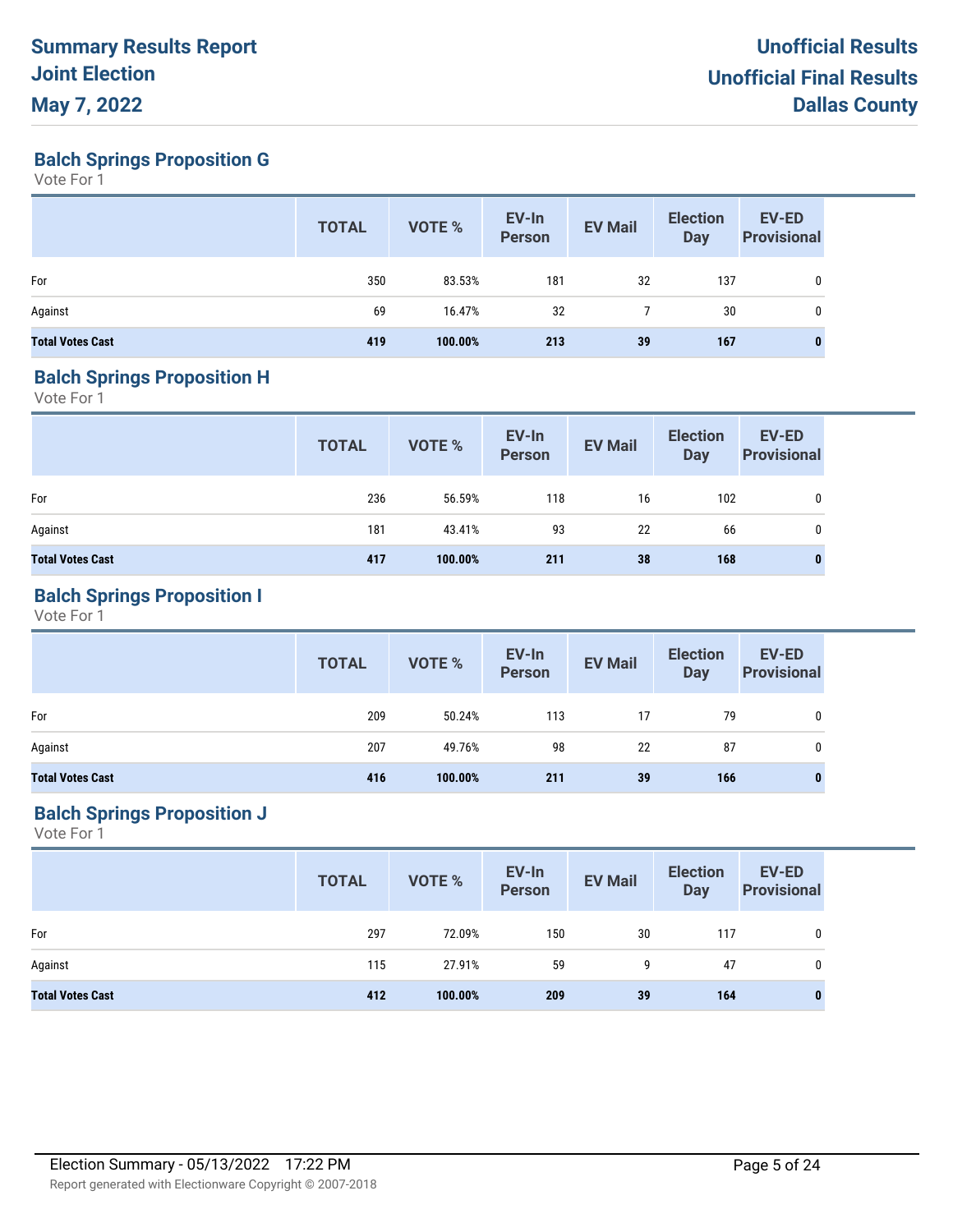**Summary Results Report**
**Joint Election**
**May 7, 2022**

**Unofficial Results**
**Unofficial Final Results**
**Dallas County**

## Balch Springs Proposition G

Vote For 1

| | TOTAL | VOTE % | EV-In Person | EV Mail | Election Day | EV-ED Provisional |
|---|---|---|---|---|---|---|
| For | 350 | 83.53% | 181 | 32 | 137 | 0 |
| Against | 69 | 16.47% | 32 | 7 | 30 | 0 |
| **Total Votes Cast** | **419** | **100.00%** | **213** | **39** | **167** | **0** |

## Balch Springs Proposition H

Vote For 1

| | TOTAL | VOTE % | EV-In Person | EV Mail | Election Day | EV-ED Provisional |
|---|---|---|---|---|---|---|
| For | 236 | 56.59% | 118 | 16 | 102 | 0 |
| Against | 181 | 43.41% | 93 | 22 | 66 | 0 |
| **Total Votes Cast** | **417** | **100.00%** | **211** | **38** | **168** | **0** |

## Balch Springs Proposition I

Vote For 1

| | TOTAL | VOTE % | EV-In Person | EV Mail | Election Day | EV-ED Provisional |
|---|---|---|---|---|---|---|
| For | 209 | 50.24% | 113 | 17 | 79 | 0 |
| Against | 207 | 49.76% | 98 | 22 | 87 | 0 |
| **Total Votes Cast** | **416** | **100.00%** | **211** | **39** | **166** | **0** |

## Balch Springs Proposition J

Vote For 1

| | TOTAL | VOTE % | EV-In Person | EV Mail | Election Day | EV-ED Provisional |
|---|---|---|---|---|---|---|
| For | 297 | 72.09% | 150 | 30 | 117 | 0 |
| Against | 115 | 27.91% | 59 | 9 | 47 | 0 |
| **Total Votes Cast** | **412** | **100.00%** | **209** | **39** | **164** | **0** |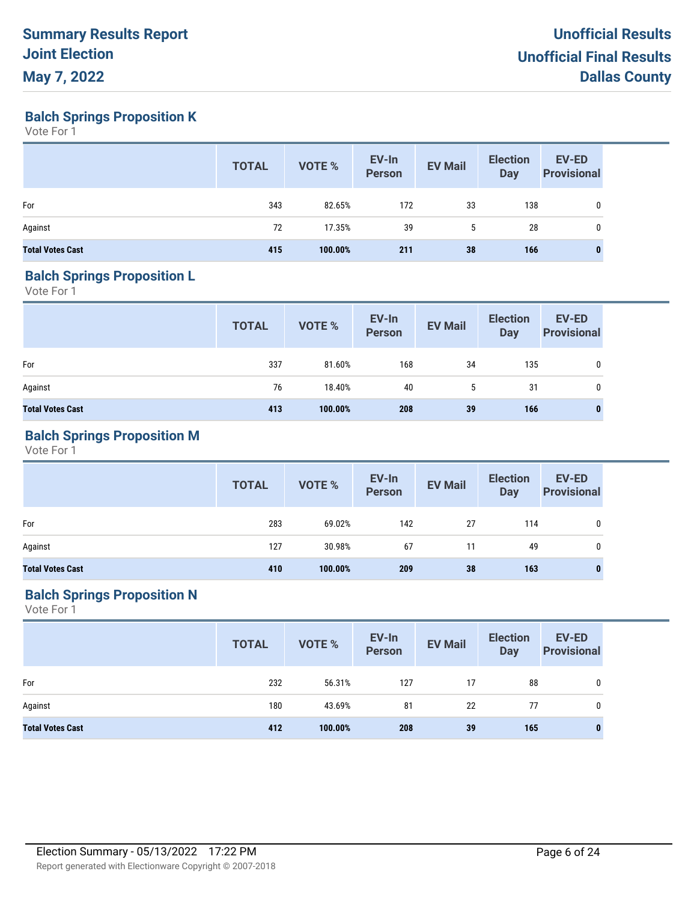## Balch Springs Proposition K

Vote For 1

| | TOTAL | VOTE % | EV-In Person | EV Mail | Election Day | EV-ED Provisional |
|---|---|---|---|---|---|---|
| For | 343 | 82.65% | 172 | 33 | 138 | 0 |
| Against | 72 | 17.35% | 39 | 5 | 28 | 0 |
| **Total Votes Cast** | **415** | **100.00%** | **211** | **38** | **166** | **0** |

## Balch Springs Proposition L

Vote For 1

| | TOTAL | VOTE % | EV-In Person | EV Mail | Election Day | EV-ED Provisional |
|---|---|---|---|---|---|---|
| For | 337 | 81.60% | 168 | 34 | 135 | 0 |
| Against | 76 | 18.40% | 40 | 5 | 31 | 0 |
| **Total Votes Cast** | **413** | **100.00%** | **208** | **39** | **166** | **0** |

## Balch Springs Proposition M

Vote For 1

| | TOTAL | VOTE % | EV-In Person | EV Mail | Election Day | EV-ED Provisional |
|---|---|---|---|---|---|---|
| For | 283 | 69.02% | 142 | 27 | 114 | 0 |
| Against | 127 | 30.98% | 67 | 11 | 49 | 0 |
| **Total Votes Cast** | **410** | **100.00%** | **209** | **38** | **163** | **0** |

## Balch Springs Proposition N

Vote For 1

| | TOTAL | VOTE % | EV-In Person | EV Mail | Election Day | EV-ED Provisional |
|---|---|---|---|---|---|---|
| For | 232 | 56.31% | 127 | 17 | 88 | 0 |
| Against | 180 | 43.69% | 81 | 22 | 77 | 0 |
| **Total Votes Cast** | **412** | **100.00%** | **208** | **39** | **165** | **0** |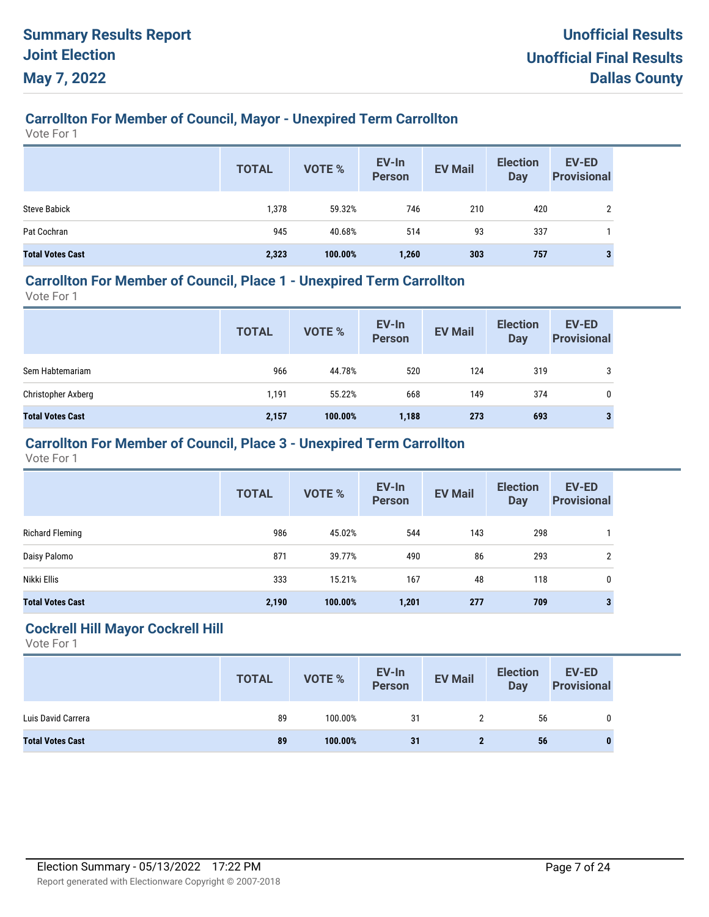# Summary Results Report
## Joint Election
## May 7, 2022

**Unofficial Results**
**Unofficial Final Results**
**Dallas County**

### Carrollton For Member of Council, Mayor - Unexpired Term Carrollton

Vote For 1

| | TOTAL | VOTE % | EV-In Person | EV Mail | Election Day | EV-ED Provisional |
|---|---|---|---|---|---|---|
| Steve Babick | 1,378 | 59.32% | 746 | 210 | 420 | 2 |
| Pat Cochran | 945 | 40.68% | 514 | 93 | 337 | 1 |
| **Total Votes Cast** | **2,323** | **100.00%** | **1,260** | **303** | **757** | **3** |

### Carrollton For Member of Council, Place 1 - Unexpired Term Carrollton

Vote For 1

| | TOTAL | VOTE % | EV-In Person | EV Mail | Election Day | EV-ED Provisional |
|---|---|---|---|---|---|---|
| Sem Habtemariam | 966 | 44.78% | 520 | 124 | 319 | 3 |
| Christopher Axberg | 1,191 | 55.22% | 668 | 149 | 374 | 0 |
| **Total Votes Cast** | **2,157** | **100.00%** | **1,188** | **273** | **693** | **3** |

### Carrollton For Member of Council, Place 3 - Unexpired Term Carrollton

Vote For 1

| | TOTAL | VOTE % | EV-In Person | EV Mail | Election Day | EV-ED Provisional |
|---|---|---|---|---|---|---|
| Richard Fleming | 986 | 45.02% | 544 | 143 | 298 | 1 |
| Daisy Palomo | 871 | 39.77% | 490 | 86 | 293 | 2 |
| Nikki Ellis | 333 | 15.21% | 167 | 48 | 118 | 0 |
| **Total Votes Cast** | **2,190** | **100.00%** | **1,201** | **277** | **709** | **3** |

### Cockrell Hill Mayor Cockrell Hill

Vote For 1

| | TOTAL | VOTE % | EV-In Person | EV Mail | Election Day | EV-ED Provisional |
|---|---|---|---|---|---|---|
| Luis David Carrera | 89 | 100.00% | 31 | 2 | 56 | 0 |
| **Total Votes Cast** | **89** | **100.00%** | **31** | **2** | **56** | **0** |

Election Summary - 05/13/2022 17:22 PM

Report generated with Electionware Copyright © 2007-2018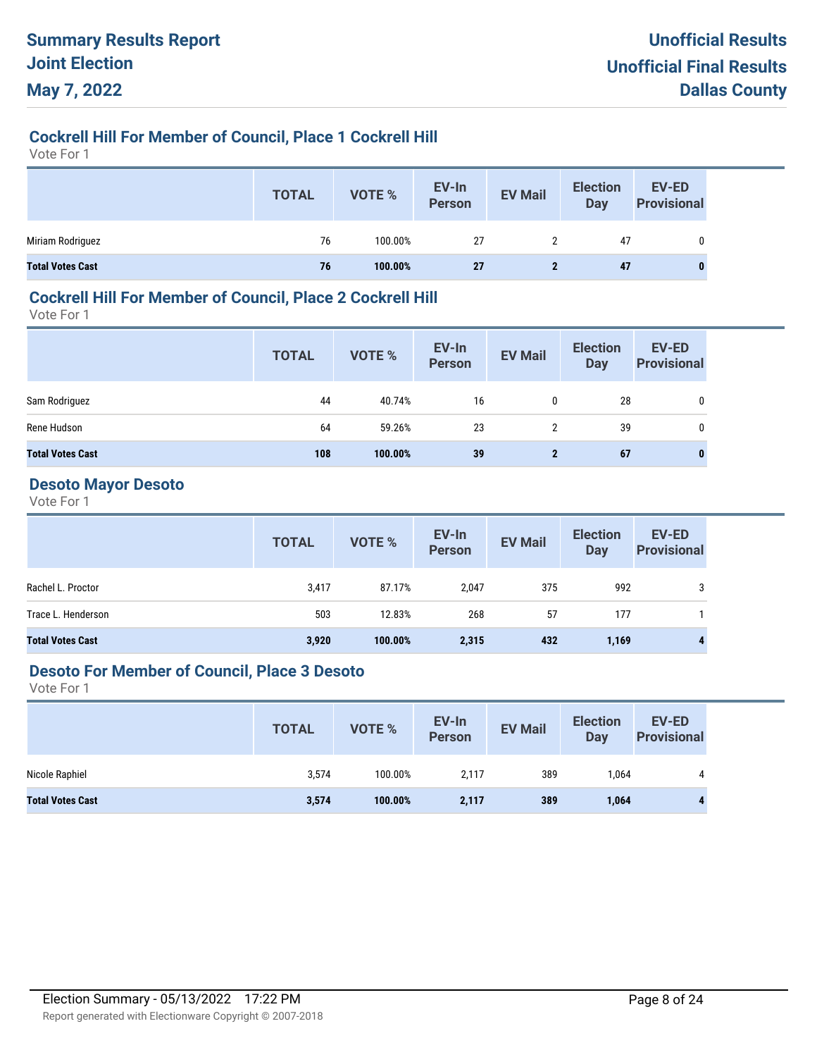## Cockrell Hill For Member of Council, Place 1 Cockrell Hill

Vote For 1

| | TOTAL | VOTE % | EV-In Person | EV Mail | Election Day | EV-ED Provisional |
|---|---|---|---|---|---|---|
| Miriam Rodriguez | 76 | 100.00% | 27 | 2 | 47 | 0 |
| **Total Votes Cast** | **76** | **100.00%** | **27** | **2** | **47** | **0** |

## Cockrell Hill For Member of Council, Place 2 Cockrell Hill

Vote For 1

| | TOTAL | VOTE % | EV-In Person | EV Mail | Election Day | EV-ED Provisional |
|---|---|---|---|---|---|---|
| Sam Rodriguez | 44 | 40.74% | 16 | 0 | 28 | 0 |
| Rene Hudson | 64 | 59.26% | 23 | 2 | 39 | 0 |
| **Total Votes Cast** | **108** | **100.00%** | **39** | **2** | **67** | **0** |

## Desoto Mayor Desoto

Vote For 1

| | TOTAL | VOTE % | EV-In Person | EV Mail | Election Day | EV-ED Provisional |
|---|---|---|---|---|---|---|
| Rachel L. Proctor | 3,417 | 87.17% | 2,047 | 375 | 992 | 3 |
| Trace L. Henderson | 503 | 12.83% | 268 | 57 | 177 | 1 |
| **Total Votes Cast** | **3,920** | **100.00%** | **2,315** | **432** | **1,169** | **4** |

## Desoto For Member of Council, Place 3 Desoto

Vote For 1

| | TOTAL | VOTE % | EV-In Person | EV Mail | Election Day | EV-ED Provisional |
|---|---|---|---|---|---|---|
| Nicole Raphiel | 3,574 | 100.00% | 2,117 | 389 | 1,064 | 4 |
| **Total Votes Cast** | **3,574** | **100.00%** | **2,117** | **389** | **1,064** | **4** |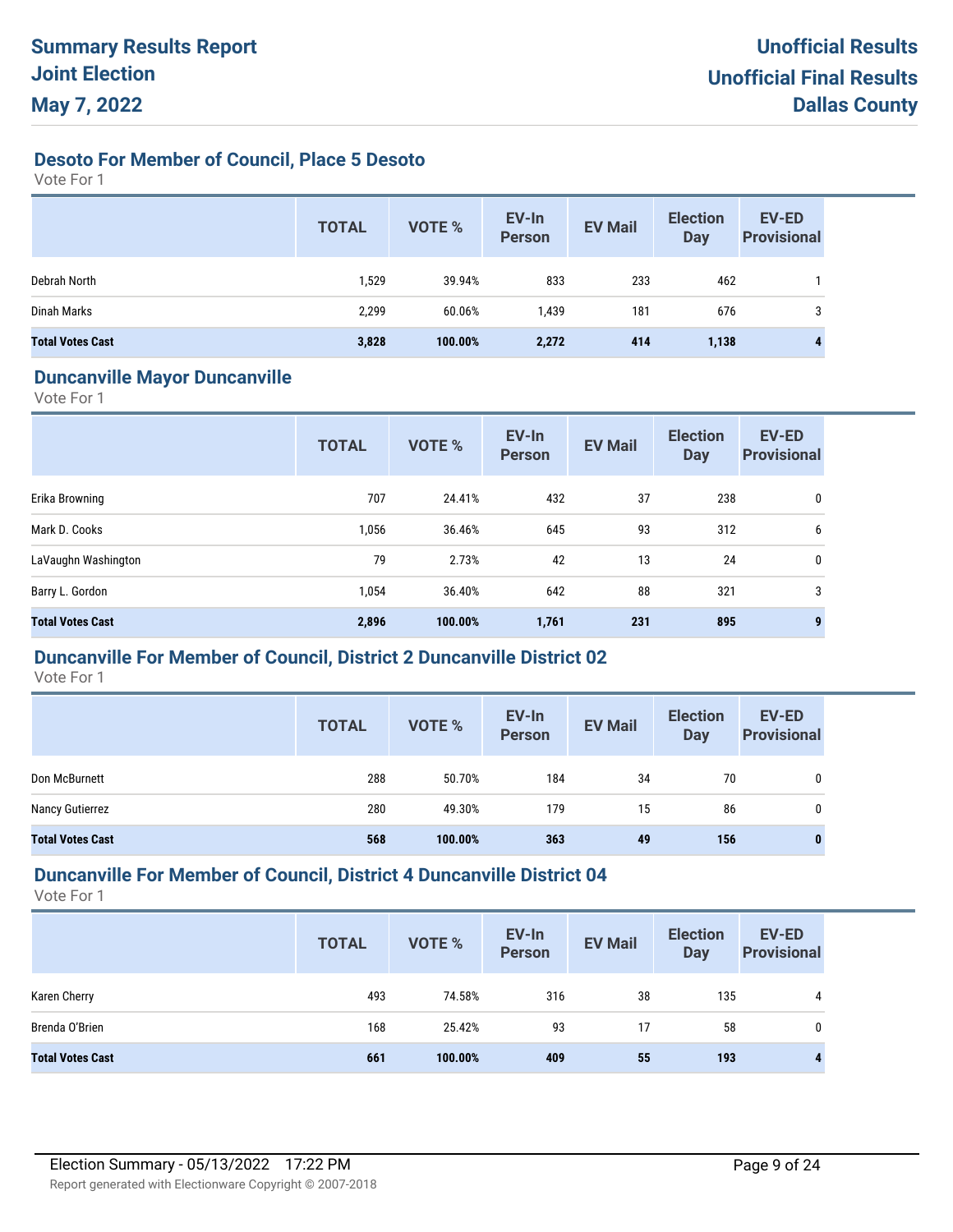# Summary Results Report
# Joint Election
# May 7, 2022

**Unofficial Results**
**Unofficial Final Results**
**Dallas County**

## Desoto For Member of Council, Place 5 Desoto

Vote For 1

| | TOTAL | VOTE % | EV-In Person | EV Mail | Election Day | EV-ED Provisional |
|---|---|---|---|---|---|---|
| Debrah North | 1,529 | 39.94% | 833 | 233 | 462 | 1 |
| Dinah Marks | 2,299 | 60.06% | 1,439 | 181 | 676 | 3 |
| **Total Votes Cast** | **3,828** | **100.00%** | **2,272** | **414** | **1,138** | **4** |

## Duncanville Mayor Duncanville

Vote For 1

| | TOTAL | VOTE % | EV-In Person | EV Mail | Election Day | EV-ED Provisional |
|---|---|---|---|---|---|---|
| Erika Browning | 707 | 24.41% | 432 | 37 | 238 | 0 |
| Mark D. Cooks | 1,056 | 36.46% | 645 | 93 | 312 | 6 |
| LaVaughn Washington | 79 | 2.73% | 42 | 13 | 24 | 0 |
| Barry L. Gordon | 1,054 | 36.40% | 642 | 88 | 321 | 3 |
| **Total Votes Cast** | **2,896** | **100.00%** | **1,761** | **231** | **895** | **9** |

## Duncanville For Member of Council, District 2 Duncanville District 02

Vote For 1

| | TOTAL | VOTE % | EV-In Person | EV Mail | Election Day | EV-ED Provisional |
|---|---|---|---|---|---|---|
| Don McBurnett | 288 | 50.70% | 184 | 34 | 70 | 0 |
| Nancy Gutierrez | 280 | 49.30% | 179 | 15 | 86 | 0 |
| **Total Votes Cast** | **568** | **100.00%** | **363** | **49** | **156** | **0** |

## Duncanville For Member of Council, District 4 Duncanville District 04

Vote For 1

| | TOTAL | VOTE % | EV-In Person | EV Mail | Election Day | EV-ED Provisional |
|---|---|---|---|---|---|---|
| Karen Cherry | 493 | 74.58% | 316 | 38 | 135 | 4 |
| Brenda O'Brien | 168 | 25.42% | 93 | 17 | 58 | 0 |
| **Total Votes Cast** | **661** | **100.00%** | **409** | **55** | **193** | **4** |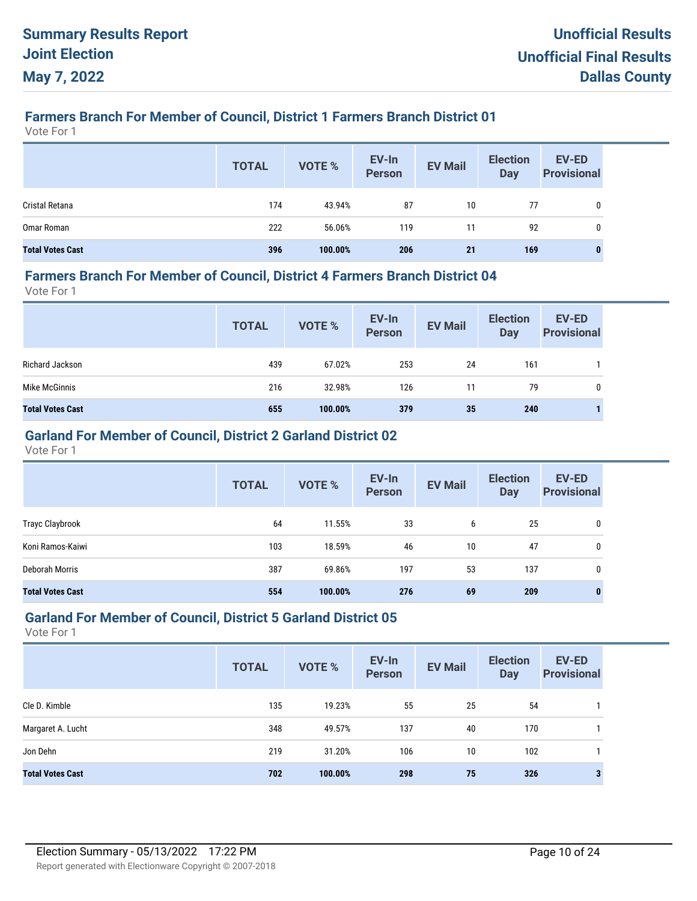# Summary Results Report
# Joint Election
# May 7, 2022

**Unofficial Results**
**Unofficial Final Results**
**Dallas County**

## Farmers Branch For Member of Council, District 1 Farmers Branch District 01

Vote For 1

| | TOTAL | VOTE % | EV-In Person | EV Mail | Election Day | EV-ED Provisional |
|---|---|---|---|---|---|---|
| Cristal Retana | 174 | 43.94% | 87 | 10 | 77 | 0 |
| Omar Roman | 222 | 56.06% | 119 | 11 | 92 | 0 |
| **Total Votes Cast** | **396** | **100.00%** | **206** | **21** | **169** | **0** |

## Farmers Branch For Member of Council, District 4 Farmers Branch District 04

Vote For 1

| | TOTAL | VOTE % | EV-In Person | EV Mail | Election Day | EV-ED Provisional |
|---|---|---|---|---|---|---|
| Richard Jackson | 439 | 67.02% | 253 | 24 | 161 | 1 |
| Mike McGinnis | 216 | 32.98% | 126 | 11 | 79 | 0 |
| **Total Votes Cast** | **655** | **100.00%** | **379** | **35** | **240** | **1** |

## Garland For Member of Council, District 2 Garland District 02

Vote For 1

| | TOTAL | VOTE % | EV-In Person | EV Mail | Election Day | EV-ED Provisional |
|---|---|---|---|---|---|---|
| Trayc Claybrook | 64 | 11.55% | 33 | 6 | 25 | 0 |
| Koni Ramos-Kaiwi | 103 | 18.59% | 46 | 10 | 47 | 0 |
| Deborah Morris | 387 | 69.86% | 197 | 53 | 137 | 0 |
| **Total Votes Cast** | **554** | **100.00%** | **276** | **69** | **209** | **0** |

## Garland For Member of Council, District 5 Garland District 05

Vote For 1

| | TOTAL | VOTE % | EV-In Person | EV Mail | Election Day | EV-ED Provisional |
|---|---|---|---|---|---|---|
| Cle D. Kimble | 135 | 19.23% | 55 | 25 | 54 | 1 |
| Margaret A. Lucht | 348 | 49.57% | 137 | 40 | 170 | 1 |
| Jon Dehn | 219 | 31.20% | 106 | 10 | 102 | 1 |
| **Total Votes Cast** | **702** | **100.00%** | **298** | **75** | **326** | **3** |

Election Summary - 05/13/2022 17:22 PM

Report generated with Electionware Copyright © 2007-2018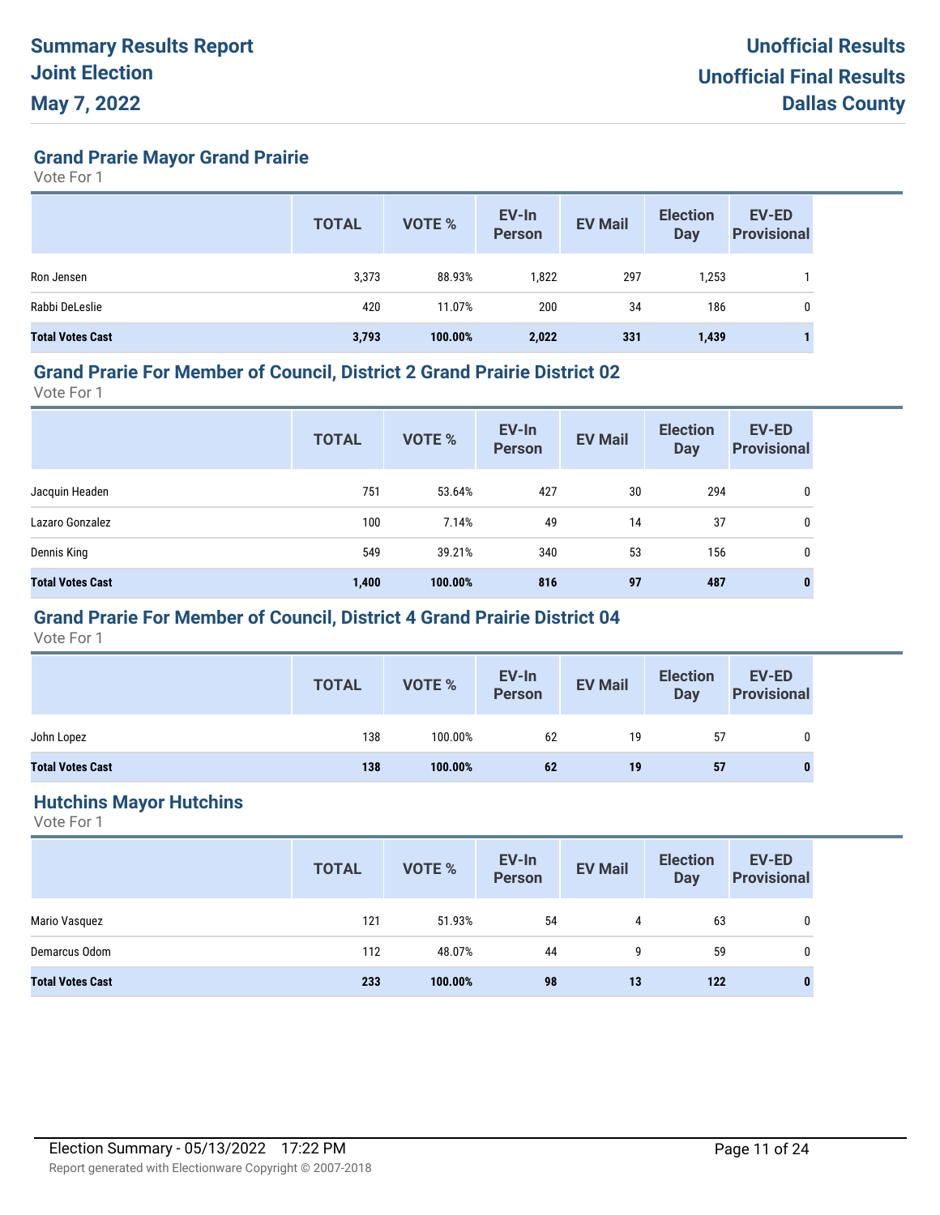# Summary Results Report
# Joint Election
# May 7, 2022

**Unofficial Results**
**Unofficial Final Results**
**Dallas County**

## Grand Prarie Mayor Grand Prairie

Vote For 1

| | TOTAL | VOTE % | EV-In Person | EV Mail | Election Day | EV-ED Provisional |
|---|---|---|---|---|---|---|
| Ron Jensen | 3,373 | 88.93% | 1,822 | 297 | 1,253 | 1 |
| Rabbi DeLeslie | 420 | 11.07% | 200 | 34 | 186 | 0 |
| **Total Votes Cast** | **3,793** | **100.00%** | **2,022** | **331** | **1,439** | **1** |

## Grand Prarie For Member of Council, District 2 Grand Prairie District 02

Vote For 1

| | TOTAL | VOTE % | EV-In Person | EV Mail | Election Day | EV-ED Provisional |
|---|---|---|---|---|---|---|
| Jacquin Headen | 751 | 53.64% | 427 | 30 | 294 | 0 |
| Lazaro Gonzalez | 100 | 7.14% | 49 | 14 | 37 | 0 |
| Dennis King | 549 | 39.21% | 340 | 53 | 156 | 0 |
| **Total Votes Cast** | **1,400** | **100.00%** | **816** | **97** | **487** | **0** |

## Grand Prarie For Member of Council, District 4 Grand Prairie District 04

Vote For 1

| | TOTAL | VOTE % | EV-In Person | EV Mail | Election Day | EV-ED Provisional |
|---|---|---|---|---|---|---|
| John Lopez | 138 | 100.00% | 62 | 19 | 57 | 0 |
| **Total Votes Cast** | **138** | **100.00%** | **62** | **19** | **57** | **0** |

## Hutchins Mayor Hutchins

Vote For 1

| | TOTAL | VOTE % | EV-In Person | EV Mail | Election Day | EV-ED Provisional |
|---|---|---|---|---|---|---|
| Mario Vasquez | 121 | 51.93% | 54 | 4 | 63 | 0 |
| Demarcus Odom | 112 | 48.07% | 44 | 9 | 59 | 0 |
| **Total Votes Cast** | **233** | **100.00%** | **98** | **13** | **122** | **0** |

Election Summary - 05/13/2022 17:22 PM

Report generated with Electionware Copyright © 2007-2018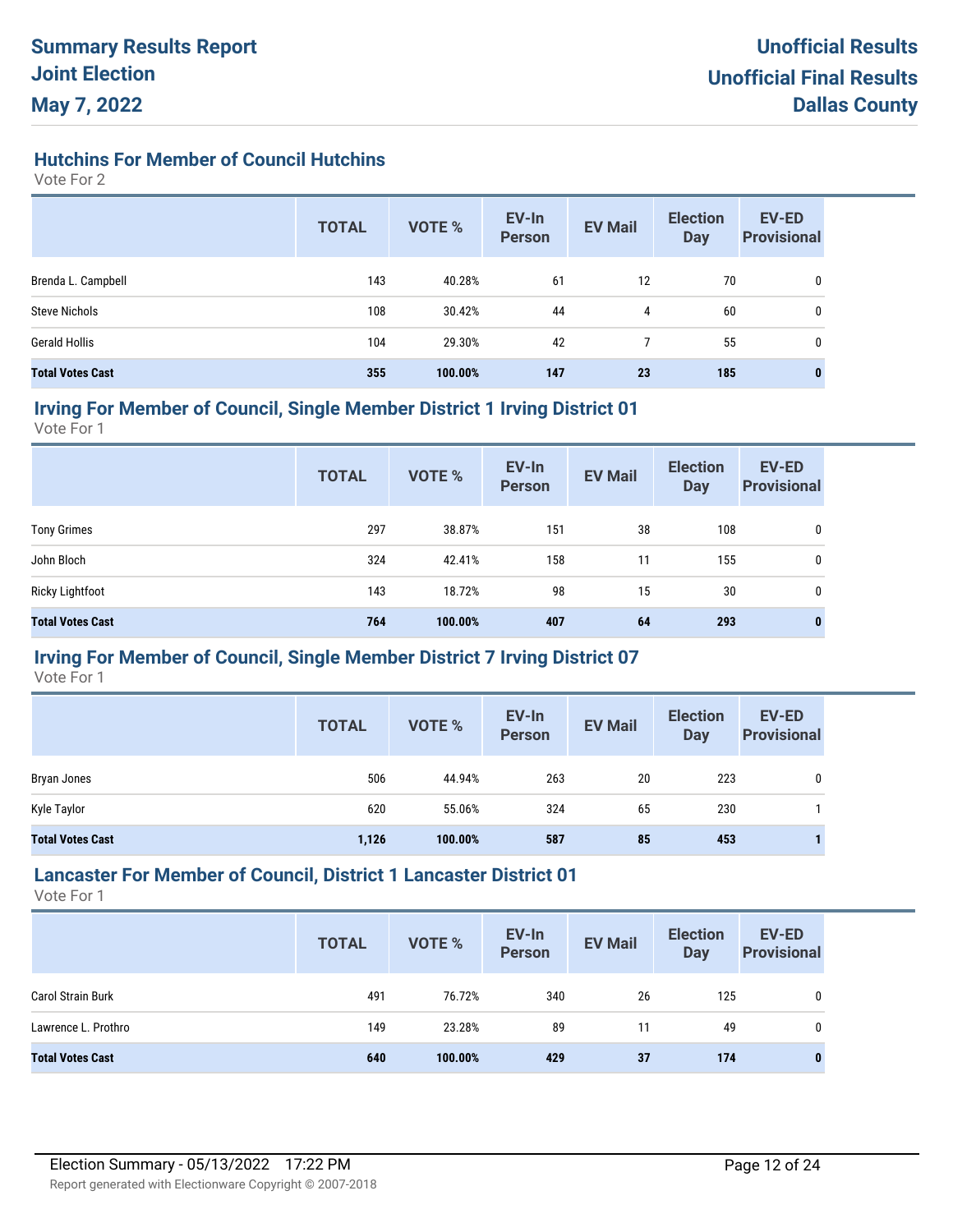# Summary Results Report
# Joint Election
# May 7, 2022

**Unofficial Results**
**Unofficial Final Results**
**Dallas County**

## Hutchins For Member of Council Hutchins

Vote For 2

| | TOTAL | VOTE % | EV-In Person | EV Mail | Election Day | EV-ED Provisional |
|---|---|---|---|---|---|---|
| Brenda L. Campbell | 143 | 40.28% | 61 | 12 | 70 | 0 |
| Steve Nichols | 108 | 30.42% | 44 | 4 | 60 | 0 |
| Gerald Hollis | 104 | 29.30% | 42 | 7 | 55 | 0 |
| **Total Votes Cast** | **355** | **100.00%** | **147** | **23** | **185** | **0** |

## Irving For Member of Council, Single Member District 1 Irving District 01

Vote For 1

| | TOTAL | VOTE % | EV-In Person | EV Mail | Election Day | EV-ED Provisional |
|---|---|---|---|---|---|---|
| Tony Grimes | 297 | 38.87% | 151 | 38 | 108 | 0 |
| John Bloch | 324 | 42.41% | 158 | 11 | 155 | 0 |
| Ricky Lightfoot | 143 | 18.72% | 98 | 15 | 30 | 0 |
| **Total Votes Cast** | **764** | **100.00%** | **407** | **64** | **293** | **0** |

## Irving For Member of Council, Single Member District 7 Irving District 07

Vote For 1

| | TOTAL | VOTE % | EV-In Person | EV Mail | Election Day | EV-ED Provisional |
|---|---|---|---|---|---|---|
| Bryan Jones | 506 | 44.94% | 263 | 20 | 223 | 0 |
| Kyle Taylor | 620 | 55.06% | 324 | 65 | 230 | 1 |
| **Total Votes Cast** | **1,126** | **100.00%** | **587** | **85** | **453** | **1** |

## Lancaster For Member of Council, District 1 Lancaster District 01

Vote For 1

| | TOTAL | VOTE % | EV-In Person | EV Mail | Election Day | EV-ED Provisional |
|---|---|---|---|---|---|---|
| Carol Strain Burk | 491 | 76.72% | 340 | 26 | 125 | 0 |
| Lawrence L. Prothro | 149 | 23.28% | 89 | 11 | 49 | 0 |
| **Total Votes Cast** | **640** | **100.00%** | **429** | **37** | **174** | **0** |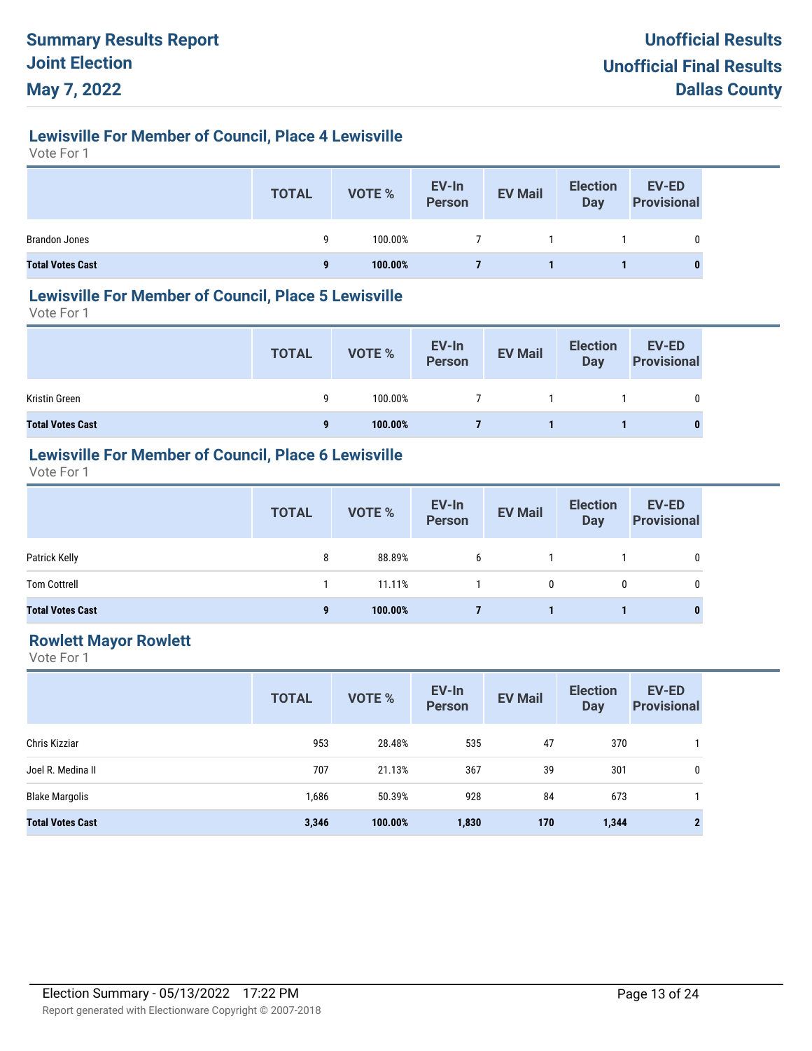## Lewisville For Member of Council, Place 4 Lewisville

Vote For 1

| | TOTAL | VOTE % | EV-In Person | EV Mail | Election Day | EV-ED Provisional |
|---|---|---|---|---|---|---|
| Brandon Jones | 9 | 100.00% | 7 | 1 | 1 | 0 |
| **Total Votes Cast** | **9** | **100.00%** | **7** | **1** | **1** | **0** |

## Lewisville For Member of Council, Place 5 Lewisville

Vote For 1

| | TOTAL | VOTE % | EV-In Person | EV Mail | Election Day | EV-ED Provisional |
|---|---|---|---|---|---|---|
| Kristin Green | 9 | 100.00% | 7 | 1 | 1 | 0 |
| **Total Votes Cast** | **9** | **100.00%** | **7** | **1** | **1** | **0** |

## Lewisville For Member of Council, Place 6 Lewisville

Vote For 1

| | TOTAL | VOTE % | EV-In Person | EV Mail | Election Day | EV-ED Provisional |
|---|---|---|---|---|---|---|
| Patrick Kelly | 8 | 88.89% | 6 | 1 | 1 | 0 |
| Tom Cottrell | 1 | 11.11% | 1 | 0 | 0 | 0 |
| **Total Votes Cast** | **9** | **100.00%** | **7** | **1** | **1** | **0** |

## Rowlett Mayor Rowlett

Vote For 1

| | TOTAL | VOTE % | EV-In Person | EV Mail | Election Day | EV-ED Provisional |
|---|---|---|---|---|---|---|
| Chris Kizziar | 953 | 28.48% | 535 | 47 | 370 | 1 |
| Joel R. Medina II | 707 | 21.13% | 367 | 39 | 301 | 0 |
| Blake Margolis | 1,686 | 50.39% | 928 | 84 | 673 | 1 |
| **Total Votes Cast** | **3,346** | **100.00%** | **1,830** | **170** | **1,344** | **2** |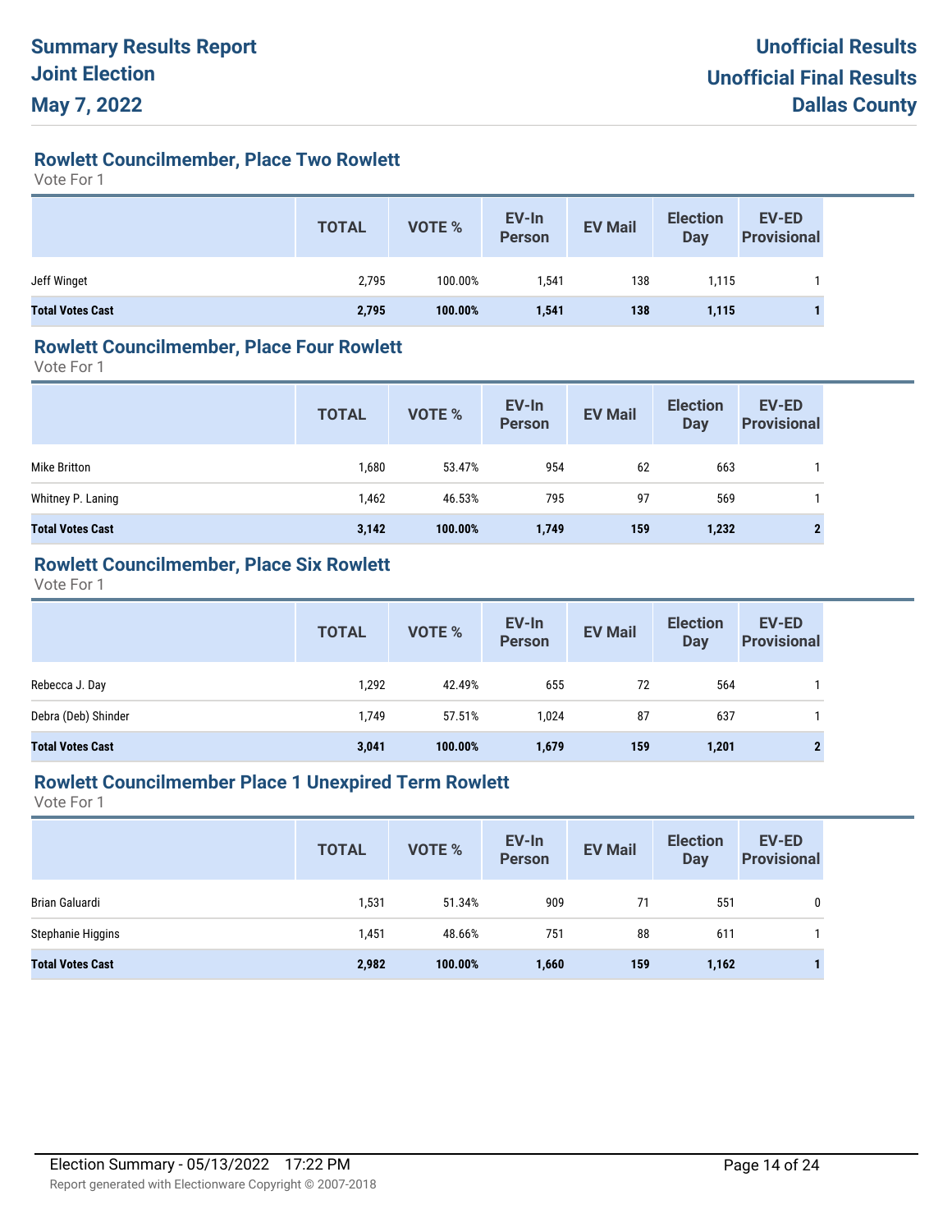## Rowlett Councilmember, Place Two Rowlett

Vote For 1

| | TOTAL | VOTE % | EV-In Person | EV Mail | Election Day | EV-ED Provisional |
|---|---|---|---|---|---|---|
| Jeff Winget | 2,795 | 100.00% | 1,541 | 138 | 1,115 | 1 |
| **Total Votes Cast** | **2,795** | **100.00%** | **1,541** | **138** | **1,115** | **1** |

## Rowlett Councilmember, Place Four Rowlett

Vote For 1

| | TOTAL | VOTE % | EV-In Person | EV Mail | Election Day | EV-ED Provisional |
|---|---|---|---|---|---|---|
| Mike Britton | 1,680 | 53.47% | 954 | 62 | 663 | 1 |
| Whitney P. Laning | 1,462 | 46.53% | 795 | 97 | 569 | 1 |
| **Total Votes Cast** | **3,142** | **100.00%** | **1,749** | **159** | **1,232** | **2** |

## Rowlett Councilmember, Place Six Rowlett

Vote For 1

| | TOTAL | VOTE % | EV-In Person | EV Mail | Election Day | EV-ED Provisional |
|---|---|---|---|---|---|---|
| Rebecca J. Day | 1,292 | 42.49% | 655 | 72 | 564 | 1 |
| Debra (Deb) Shinder | 1,749 | 57.51% | 1,024 | 87 | 637 | 1 |
| **Total Votes Cast** | **3,041** | **100.00%** | **1,679** | **159** | **1,201** | **2** |

## Rowlett Councilmember Place 1 Unexpired Term Rowlett

Vote For 1

| | TOTAL | VOTE % | EV-In Person | EV Mail | Election Day | EV-ED Provisional |
|---|---|---|---|---|---|---|
| Brian Galuardi | 1,531 | 51.34% | 909 | 71 | 551 | 0 |
| Stephanie Higgins | 1,451 | 48.66% | 751 | 88 | 611 | 1 |
| **Total Votes Cast** | **2,982** | **100.00%** | **1,660** | **159** | **1,162** | **1** |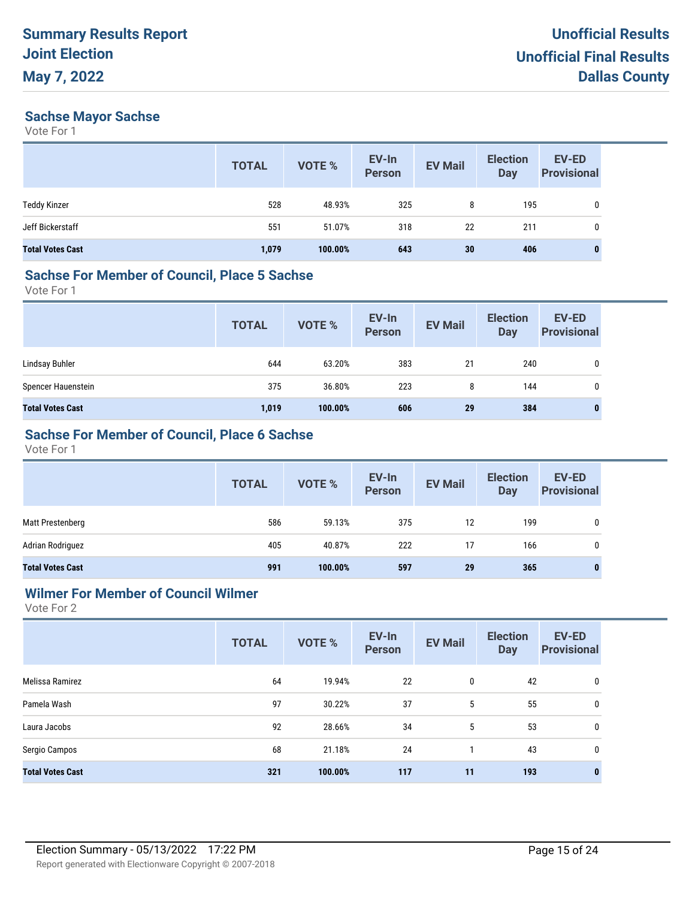# Summary Results Report
# Joint Election
# May 7, 2022

**Unofficial Results**
**Unofficial Final Results**
**Dallas County**

## Sachse Mayor Sachse

Vote For 1

| | TOTAL | VOTE % | EV-In Person | EV Mail | Election Day | EV-ED Provisional |
|---|---|---|---|---|---|---|
| Teddy Kinzer | 528 | 48.93% | 325 | 8 | 195 | 0 |
| Jeff Bickerstaff | 551 | 51.07% | 318 | 22 | 211 | 0 |
| **Total Votes Cast** | **1,079** | **100.00%** | **643** | **30** | **406** | **0** |

## Sachse For Member of Council, Place 5 Sachse

Vote For 1

| | TOTAL | VOTE % | EV-In Person | EV Mail | Election Day | EV-ED Provisional |
|---|---|---|---|---|---|---|
| Lindsay Buhler | 644 | 63.20% | 383 | 21 | 240 | 0 |
| Spencer Hauenstein | 375 | 36.80% | 223 | 8 | 144 | 0 |
| **Total Votes Cast** | **1,019** | **100.00%** | **606** | **29** | **384** | **0** |

## Sachse For Member of Council, Place 6 Sachse

Vote For 1

| | TOTAL | VOTE % | EV-In Person | EV Mail | Election Day | EV-ED Provisional |
|---|---|---|---|---|---|---|
| Matt Prestenberg | 586 | 59.13% | 375 | 12 | 199 | 0 |
| Adrian Rodriguez | 405 | 40.87% | 222 | 17 | 166 | 0 |
| **Total Votes Cast** | **991** | **100.00%** | **597** | **29** | **365** | **0** |

## Wilmer For Member of Council Wilmer

Vote For 2

| | TOTAL | VOTE % | EV-In Person | EV Mail | Election Day | EV-ED Provisional |
|---|---|---|---|---|---|---|
| Melissa Ramirez | 64 | 19.94% | 22 | 0 | 42 | 0 |
| Pamela Wash | 97 | 30.22% | 37 | 5 | 55 | 0 |
| Laura Jacobs | 92 | 28.66% | 34 | 5 | 53 | 0 |
| Sergio Campos | 68 | 21.18% | 24 | 1 | 43 | 0 |
| **Total Votes Cast** | **321** | **100.00%** | **117** | **11** | **193** | **0** |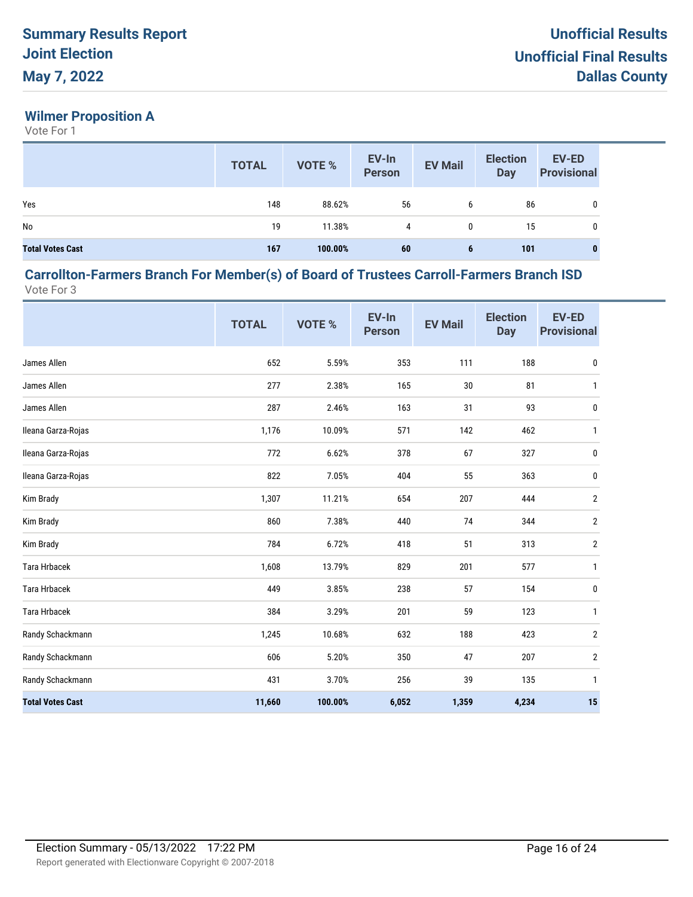# Summary Results Report
# Joint Election
# May 7, 2022

**Unofficial Results**
**Unofficial Final Results**
**Dallas County**

## Wilmer Proposition A

Vote For 1

| | TOTAL | VOTE % | EV-In Person | EV Mail | Election Day | EV-ED Provisional |
|---|---|---|---|---|---|---|
| Yes | 148 | 88.62% | 56 | 6 | 86 | 0 |
| No | 19 | 11.38% | 4 | 0 | 15 | 0 |
| **Total Votes Cast** | **167** | **100.00%** | **60** | **6** | **101** | **0** |

## Carrollton-Farmers Branch For Member(s) of Board of Trustees Carroll-Farmers Branch ISD

Vote For 3

| | TOTAL | VOTE % | EV-In Person | EV Mail | Election Day | EV-ED Provisional |
|---|---|---|---|---|---|---|
| James Allen | 652 | 5.59% | 353 | 111 | 188 | 0 |
| James Allen | 277 | 2.38% | 165 | 30 | 81 | 1 |
| James Allen | 287 | 2.46% | 163 | 31 | 93 | 0 |
| Ileana Garza-Rojas | 1,176 | 10.09% | 571 | 142 | 462 | 1 |
| Ileana Garza-Rojas | 772 | 6.62% | 378 | 67 | 327 | 0 |
| Ileana Garza-Rojas | 822 | 7.05% | 404 | 55 | 363 | 0 |
| Kim Brady | 1,307 | 11.21% | 654 | 207 | 444 | 2 |
| Kim Brady | 860 | 7.38% | 440 | 74 | 344 | 2 |
| Kim Brady | 784 | 6.72% | 418 | 51 | 313 | 2 |
| Tara Hrbacek | 1,608 | 13.79% | 829 | 201 | 577 | 1 |
| Tara Hrbacek | 449 | 3.85% | 238 | 57 | 154 | 0 |
| Tara Hrbacek | 384 | 3.29% | 201 | 59 | 123 | 1 |
| Randy Schackmann | 1,245 | 10.68% | 632 | 188 | 423 | 2 |
| Randy Schackmann | 606 | 5.20% | 350 | 47 | 207 | 2 |
| Randy Schackmann | 431 | 3.70% | 256 | 39 | 135 | 1 |
| **Total Votes Cast** | **11,660** | **100.00%** | **6,052** | **1,359** | **4,234** | **15** |

Election Summary - 05/13/2022 17:22 PM

Report generated with Electionware Copyright © 2007-2018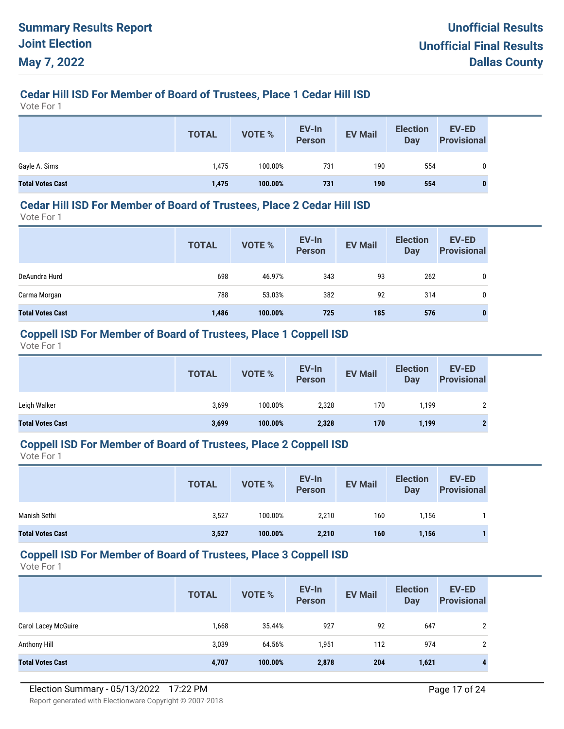## Cedar Hill ISD For Member of Board of Trustees, Place 1 Cedar Hill ISD

Vote For 1

| | TOTAL | VOTE % | EV-In Person | EV Mail | Election Day | EV-ED Provisional |
|---|---|---|---|---|---|---|
| Gayle A. Sims | 1,475 | 100.00% | 731 | 190 | 554 | 0 |
| **Total Votes Cast** | **1,475** | **100.00%** | **731** | **190** | **554** | **0** |

## Cedar Hill ISD For Member of Board of Trustees, Place 2 Cedar Hill ISD

Vote For 1

| | TOTAL | VOTE % | EV-In Person | EV Mail | Election Day | EV-ED Provisional |
|---|---|---|---|---|---|---|
| DeAundra Hurd | 698 | 46.97% | 343 | 93 | 262 | 0 |
| Carma Morgan | 788 | 53.03% | 382 | 92 | 314 | 0 |
| **Total Votes Cast** | **1,486** | **100.00%** | **725** | **185** | **576** | **0** |

## Coppell ISD For Member of Board of Trustees, Place 1 Coppell ISD

Vote For 1

| | TOTAL | VOTE % | EV-In Person | EV Mail | Election Day | EV-ED Provisional |
|---|---|---|---|---|---|---|
| Leigh Walker | 3,699 | 100.00% | 2,328 | 170 | 1,199 | 2 |
| **Total Votes Cast** | **3,699** | **100.00%** | **2,328** | **170** | **1,199** | **2** |

## Coppell ISD For Member of Board of Trustees, Place 2 Coppell ISD

Vote For 1

| | TOTAL | VOTE % | EV-In Person | EV Mail | Election Day | EV-ED Provisional |
|---|---|---|---|---|---|---|
| Manish Sethi | 3,527 | 100.00% | 2,210 | 160 | 1,156 | 1 |
| **Total Votes Cast** | **3,527** | **100.00%** | **2,210** | **160** | **1,156** | **1** |

## Coppell ISD For Member of Board of Trustees, Place 3 Coppell ISD

Vote For 1

| | TOTAL | VOTE % | EV-In Person | EV Mail | Election Day | EV-ED Provisional |
|---|---|---|---|---|---|---|
| Carol Lacey McGuire | 1,668 | 35.44% | 927 | 92 | 647 | 2 |
| Anthony Hill | 3,039 | 64.56% | 1,951 | 112 | 974 | 2 |
| **Total Votes Cast** | **4,707** | **100.00%** | **2,878** | **204** | **1,621** | **4** |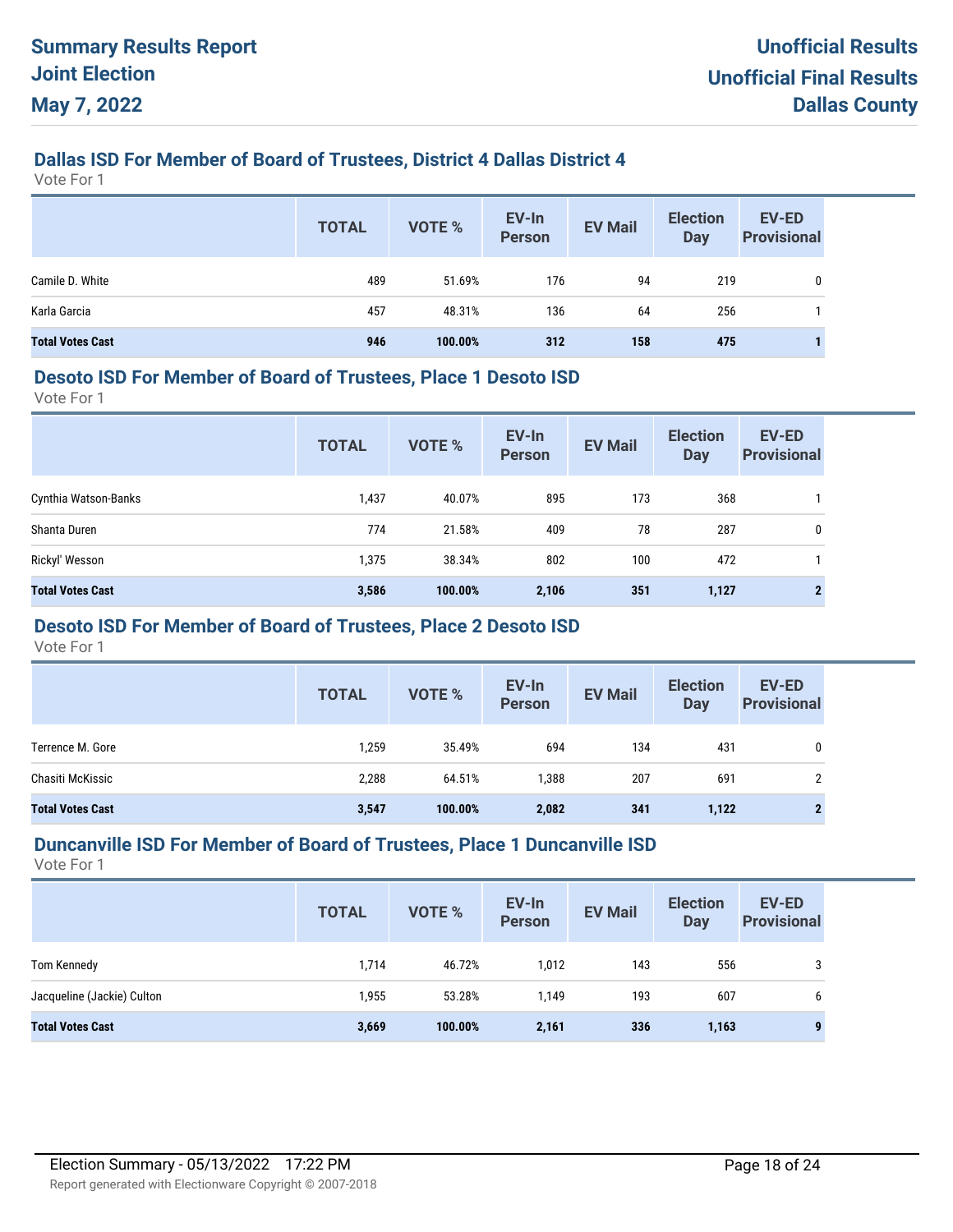## Dallas ISD For Member of Board of Trustees, District 4 Dallas District 4

Vote For 1

| | TOTAL | VOTE % | EV-In Person | EV Mail | Election Day | EV-ED Provisional |
|---|---|---|---|---|---|---|
| Camile D. White | 489 | 51.69% | 176 | 94 | 219 | 0 |
| Karla Garcia | 457 | 48.31% | 136 | 64 | 256 | 1 |
| **Total Votes Cast** | **946** | **100.00%** | **312** | **158** | **475** | **1** |

## Desoto ISD For Member of Board of Trustees, Place 1 Desoto ISD

Vote For 1

| | TOTAL | VOTE % | EV-In Person | EV Mail | Election Day | EV-ED Provisional |
|---|---|---|---|---|---|---|
| Cynthia Watson-Banks | 1,437 | 40.07% | 895 | 173 | 368 | 1 |
| Shanta Duren | 774 | 21.58% | 409 | 78 | 287 | 0 |
| Rickyl' Wesson | 1,375 | 38.34% | 802 | 100 | 472 | 1 |
| **Total Votes Cast** | **3,586** | **100.00%** | **2,106** | **351** | **1,127** | **2** |

## Desoto ISD For Member of Board of Trustees, Place 2 Desoto ISD

Vote For 1

| | TOTAL | VOTE % | EV-In Person | EV Mail | Election Day | EV-ED Provisional |
|---|---|---|---|---|---|---|
| Terrence M. Gore | 1,259 | 35.49% | 694 | 134 | 431 | 0 |
| Chasiti McKissic | 2,288 | 64.51% | 1,388 | 207 | 691 | 2 |
| **Total Votes Cast** | **3,547** | **100.00%** | **2,082** | **341** | **1,122** | **2** |

## Duncanville ISD For Member of Board of Trustees, Place 1 Duncanville ISD

Vote For 1

| | TOTAL | VOTE % | EV-In Person | EV Mail | Election Day | EV-ED Provisional |
|---|---|---|---|---|---|---|
| Tom Kennedy | 1,714 | 46.72% | 1,012 | 143 | 556 | 3 |
| Jacqueline (Jackie) Culton | 1,955 | 53.28% | 1,149 | 193 | 607 | 6 |
| **Total Votes Cast** | **3,669** | **100.00%** | **2,161** | **336** | **1,163** | **9** |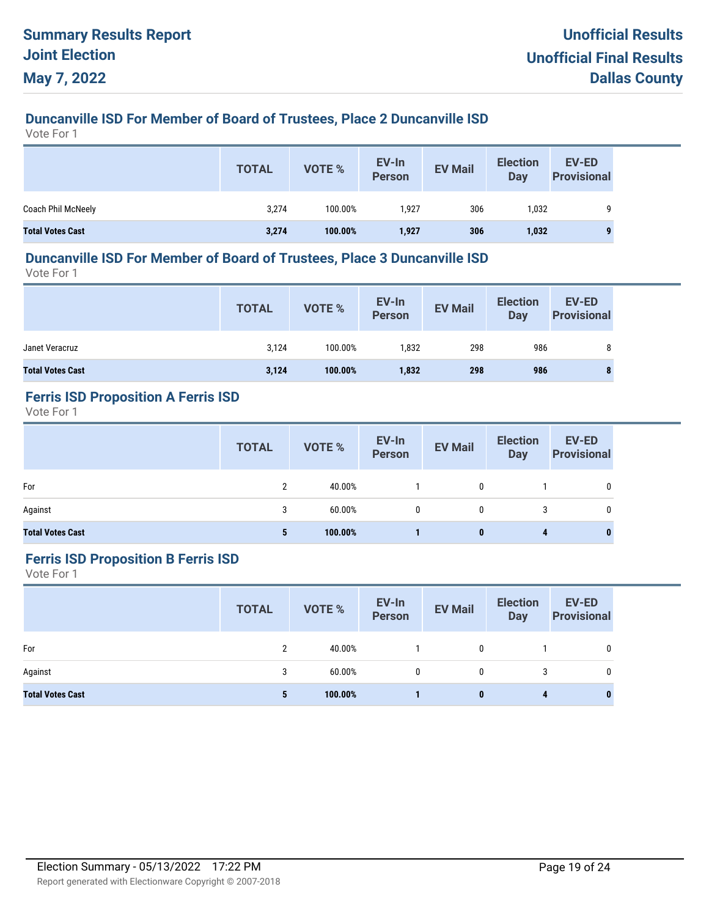# Summary Results Report
# Joint Election
# May 7, 2022

**Unofficial Results**
**Unofficial Final Results**
**Dallas County**

## Duncanville ISD For Member of Board of Trustees, Place 2 Duncanville ISD

Vote For 1

| | TOTAL | VOTE % | EV-In Person | EV Mail | Election Day | EV-ED Provisional |
|---|---|---|---|---|---|---|
| Coach Phil McNeely | 3,274 | 100.00% | 1,927 | 306 | 1,032 | 9 |
| **Total Votes Cast** | **3,274** | **100.00%** | **1,927** | **306** | **1,032** | **9** |

## Duncanville ISD For Member of Board of Trustees, Place 3 Duncanville ISD

Vote For 1

| | TOTAL | VOTE % | EV-In Person | EV Mail | Election Day | EV-ED Provisional |
|---|---|---|---|---|---|---|
| Janet Veracruz | 3,124 | 100.00% | 1,832 | 298 | 986 | 8 |
| **Total Votes Cast** | **3,124** | **100.00%** | **1,832** | **298** | **986** | **8** |

## Ferris ISD Proposition A Ferris ISD

Vote For 1

| | TOTAL | VOTE % | EV-In Person | EV Mail | Election Day | EV-ED Provisional |
|---|---|---|---|---|---|---|
| For | 2 | 40.00% | 1 | 0 | 1 | 0 |
| Against | 3 | 60.00% | 0 | 0 | 3 | 0 |
| **Total Votes Cast** | **5** | **100.00%** | **1** | **0** | **4** | **0** |

## Ferris ISD Proposition B Ferris ISD

Vote For 1

| | TOTAL | VOTE % | EV-In Person | EV Mail | Election Day | EV-ED Provisional |
|---|---|---|---|---|---|---|
| For | 2 | 40.00% | 1 | 0 | 1 | 0 |
| Against | 3 | 60.00% | 0 | 0 | 3 | 0 |
| **Total Votes Cast** | **5** | **100.00%** | **1** | **0** | **4** | **0** |

Election Summary - 05/13/2022 17:22 PM

Report generated with Electionware Copyright © 2007-2018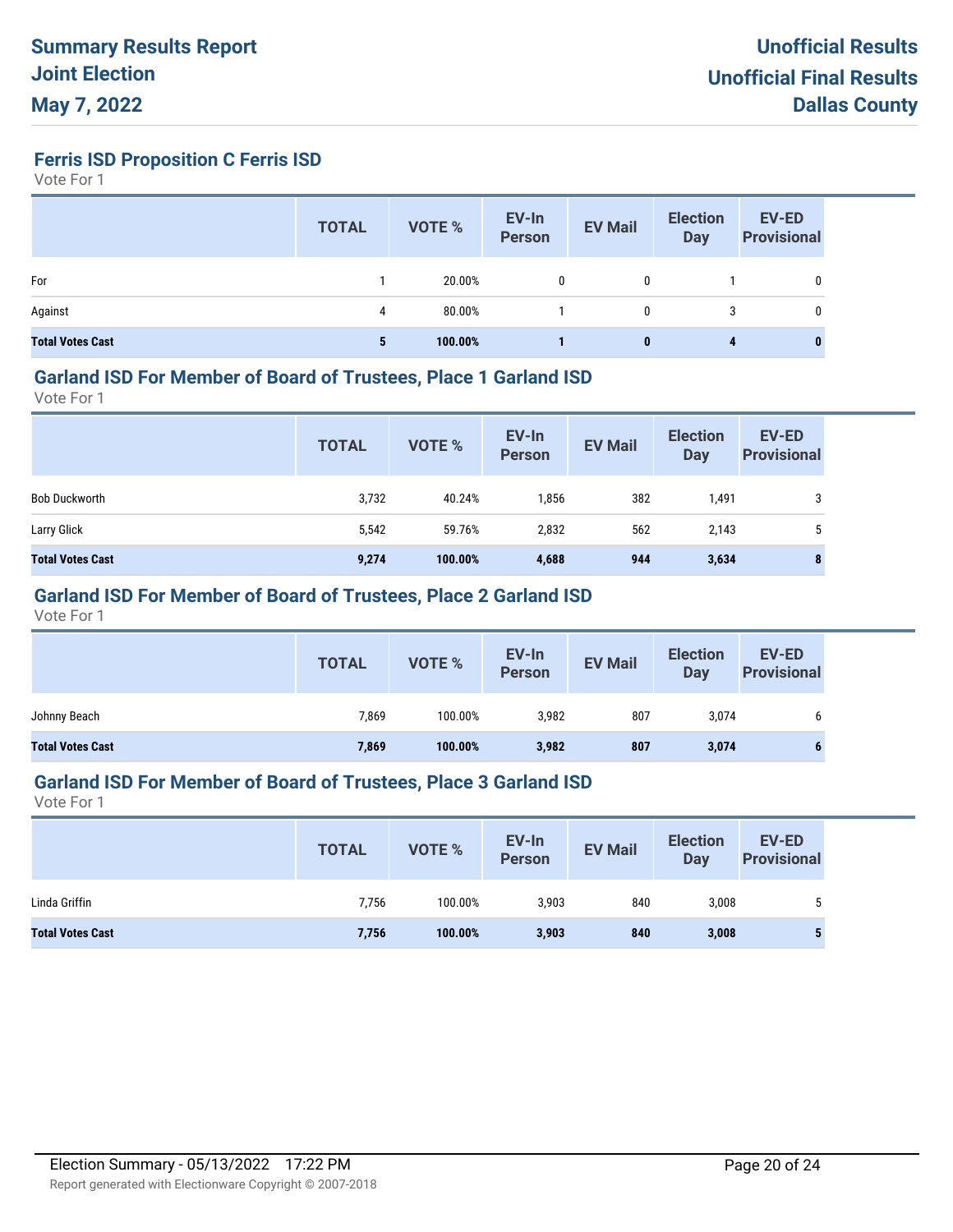## Ferris ISD Proposition C Ferris ISD

Vote For 1

| | TOTAL | VOTE % | EV-In Person | EV Mail | Election Day | EV-ED Provisional |
|---|---|---|---|---|---|---|
| For | 1 | 20.00% | 0 | 0 | 1 | 0 |
| Against | 4 | 80.00% | 1 | 0 | 3 | 0 |
| **Total Votes Cast** | **5** | **100.00%** | **1** | **0** | **4** | **0** |

## Garland ISD For Member of Board of Trustees, Place 1 Garland ISD

Vote For 1

| | TOTAL | VOTE % | EV-In Person | EV Mail | Election Day | EV-ED Provisional |
|---|---|---|---|---|---|---|
| Bob Duckworth | 3,732 | 40.24% | 1,856 | 382 | 1,491 | 3 |
| Larry Glick | 5,542 | 59.76% | 2,832 | 562 | 2,143 | 5 |
| **Total Votes Cast** | **9,274** | **100.00%** | **4,688** | **944** | **3,634** | **8** |

## Garland ISD For Member of Board of Trustees, Place 2 Garland ISD

Vote For 1

| | TOTAL | VOTE % | EV-In Person | EV Mail | Election Day | EV-ED Provisional |
|---|---|---|---|---|---|---|
| Johnny Beach | 7,869 | 100.00% | 3,982 | 807 | 3,074 | 6 |
| **Total Votes Cast** | **7,869** | **100.00%** | **3,982** | **807** | **3,074** | **6** |

## Garland ISD For Member of Board of Trustees, Place 3 Garland ISD

Vote For 1

| | TOTAL | VOTE % | EV-In Person | EV Mail | Election Day | EV-ED Provisional |
|---|---|---|---|---|---|---|
| Linda Griffin | 7,756 | 100.00% | 3,903 | 840 | 3,008 | 5 |
| **Total Votes Cast** | **7,756** | **100.00%** | **3,903** | **840** | **3,008** | **5** |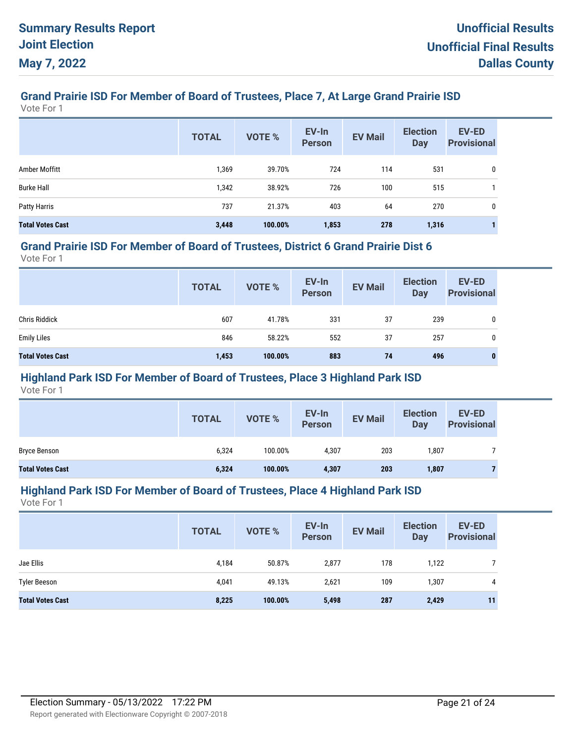# Summary Results Report

**Joint Election**

**May 7, 2022**

**Unofficial Results**

**Unofficial Final Results**

**Dallas County**

## Grand Prairie ISD For Member of Board of Trustees, Place 7, At Large Grand Prairie ISD

Vote For 1

| | TOTAL | VOTE % | EV-In Person | EV Mail | Election Day | EV-ED Provisional |
|---|---|---|---|---|---|---|
| Amber Moffitt | 1,369 | 39.70% | 724 | 114 | 531 | 0 |
| Burke Hall | 1,342 | 38.92% | 726 | 100 | 515 | 1 |
| Patty Harris | 737 | 21.37% | 403 | 64 | 270 | 0 |
| **Total Votes Cast** | **3,448** | **100.00%** | **1,853** | **278** | **1,316** | **1** |

## Grand Prairie ISD For Member of Board of Trustees, District 6 Grand Prairie Dist 6

Vote For 1

| | TOTAL | VOTE % | EV-In Person | EV Mail | Election Day | EV-ED Provisional |
|---|---|---|---|---|---|---|
| Chris Riddick | 607 | 41.78% | 331 | 37 | 239 | 0 |
| Emily Liles | 846 | 58.22% | 552 | 37 | 257 | 0 |
| **Total Votes Cast** | **1,453** | **100.00%** | **883** | **74** | **496** | **0** |

## Highland Park ISD For Member of Board of Trustees, Place 3 Highland Park ISD

Vote For 1

| | TOTAL | VOTE % | EV-In Person | EV Mail | Election Day | EV-ED Provisional |
|---|---|---|---|---|---|---|
| Bryce Benson | 6,324 | 100.00% | 4,307 | 203 | 1,807 | 7 |
| **Total Votes Cast** | **6,324** | **100.00%** | **4,307** | **203** | **1,807** | **7** |

## Highland Park ISD For Member of Board of Trustees, Place 4 Highland Park ISD

Vote For 1

| | TOTAL | VOTE % | EV-In Person | EV Mail | Election Day | EV-ED Provisional |
|---|---|---|---|---|---|---|
| Jae Ellis | 4,184 | 50.87% | 2,877 | 178 | 1,122 | 7 |
| Tyler Beeson | 4,041 | 49.13% | 2,621 | 109 | 1,307 | 4 |
| **Total Votes Cast** | **8,225** | **100.00%** | **5,498** | **287** | **2,429** | **11** |

Election Summary - 05/13/2022 17:22 PM

Report generated with Electionware Copyright © 2007-2018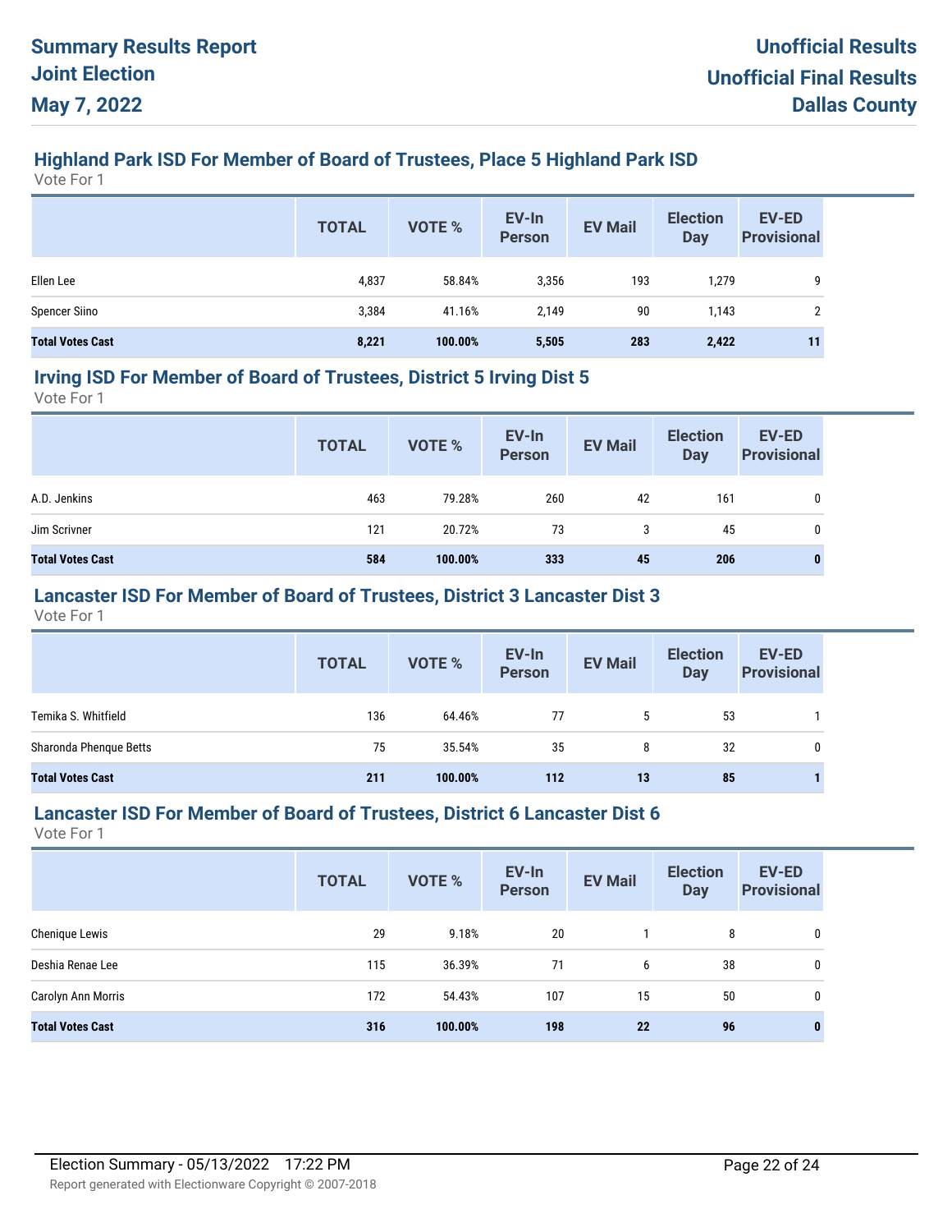# Summary Results Report Joint Election May 7, 2022

## Unofficial Results Unofficial Final Results Dallas County

### Highland Park ISD For Member of Board of Trustees, Place 5 Highland Park ISD

Vote For 1

| | TOTAL | VOTE % | EV-In Person | EV Mail | Election Day | EV-ED Provisional |
|---|---|---|---|---|---|---|
| Ellen Lee | 4,837 | 58.84% | 3,356 | 193 | 1,279 | 9 |
| Spencer Siino | 3,384 | 41.16% | 2,149 | 90 | 1,143 | 2 |
| **Total Votes Cast** | **8,221** | **100.00%** | **5,505** | **283** | **2,422** | **11** |

### Irving ISD For Member of Board of Trustees, District 5 Irving Dist 5

Vote For 1

| | TOTAL | VOTE % | EV-In Person | EV Mail | Election Day | EV-ED Provisional |
|---|---|---|---|---|---|---|
| A.D. Jenkins | 463 | 79.28% | 260 | 42 | 161 | 0 |
| Jim Scrivner | 121 | 20.72% | 73 | 3 | 45 | 0 |
| **Total Votes Cast** | **584** | **100.00%** | **333** | **45** | **206** | **0** |

### Lancaster ISD For Member of Board of Trustees, District 3 Lancaster Dist 3

Vote For 1

| | TOTAL | VOTE % | EV-In Person | EV Mail | Election Day | EV-ED Provisional |
|---|---|---|---|---|---|---|
| Temika S. Whitfield | 136 | 64.46% | 77 | 5 | 53 | 1 |
| Sharonda Phenque Betts | 75 | 35.54% | 35 | 8 | 32 | 0 |
| **Total Votes Cast** | **211** | **100.00%** | **112** | **13** | **85** | **1** |

### Lancaster ISD For Member of Board of Trustees, District 6 Lancaster Dist 6

Vote For 1

| | TOTAL | VOTE % | EV-In Person | EV Mail | Election Day | EV-ED Provisional |
|---|---|---|---|---|---|---|
| Chenique Lewis | 29 | 9.18% | 20 | 1 | 8 | 0 |
| Deshia Renae Lee | 115 | 36.39% | 71 | 6 | 38 | 0 |
| Carolyn Ann Morris | 172 | 54.43% | 107 | 15 | 50 | 0 |
| **Total Votes Cast** | **316** | **100.00%** | **198** | **22** | **96** | **0** |

Election Summary - 05/13/2022 17:22 PM

Report generated with Electionware Copyright © 2007-2018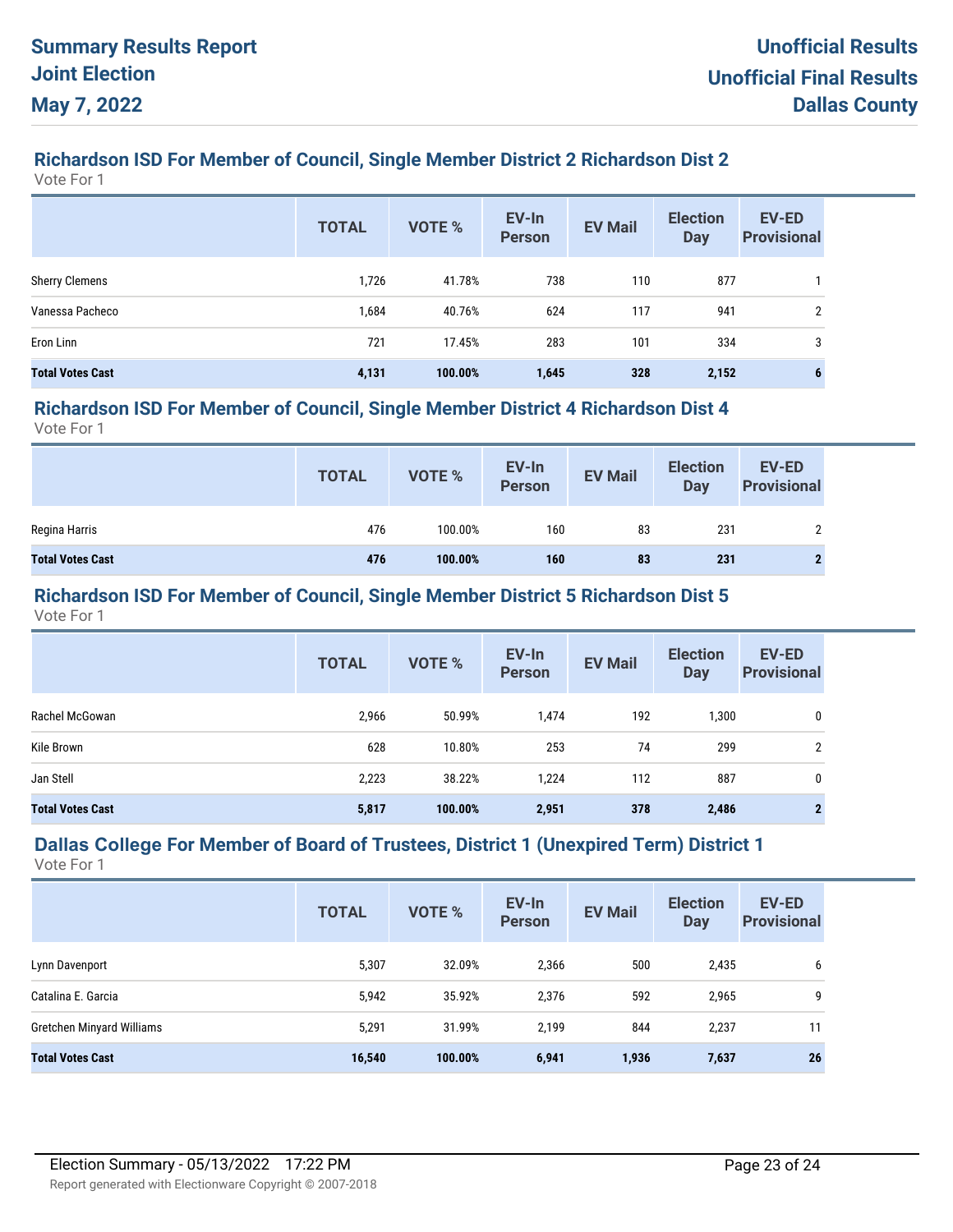## Richardson ISD For Member of Council, Single Member District 2 Richardson Dist 2

Vote For 1

| | TOTAL | VOTE % | EV-In Person | EV Mail | Election Day | EV-ED Provisional |
|---|---|---|---|---|---|---|
| Sherry Clemens | 1,726 | 41.78% | 738 | 110 | 877 | 1 |
| Vanessa Pacheco | 1,684 | 40.76% | 624 | 117 | 941 | 2 |
| Eron Linn | 721 | 17.45% | 283 | 101 | 334 | 3 |
| **Total Votes Cast** | **4,131** | **100.00%** | **1,645** | **328** | **2,152** | **6** |

## Richardson ISD For Member of Council, Single Member District 4 Richardson Dist 4

Vote For 1

| | TOTAL | VOTE % | EV-In Person | EV Mail | Election Day | EV-ED Provisional |
|---|---|---|---|---|---|---|
| Regina Harris | 476 | 100.00% | 160 | 83 | 231 | 2 |
| **Total Votes Cast** | **476** | **100.00%** | **160** | **83** | **231** | **2** |

## Richardson ISD For Member of Council, Single Member District 5 Richardson Dist 5

Vote For 1

| | TOTAL | VOTE % | EV-In Person | EV Mail | Election Day | EV-ED Provisional |
|---|---|---|---|---|---|---|
| Rachel McGowan | 2,966 | 50.99% | 1,474 | 192 | 1,300 | 0 |
| Kile Brown | 628 | 10.80% | 253 | 74 | 299 | 2 |
| Jan Stell | 2,223 | 38.22% | 1,224 | 112 | 887 | 0 |
| **Total Votes Cast** | **5,817** | **100.00%** | **2,951** | **378** | **2,486** | **2** |

## Dallas College For Member of Board of Trustees, District 1 (Unexpired Term) District 1

Vote For 1

| | TOTAL | VOTE % | EV-In Person | EV Mail | Election Day | EV-ED Provisional |
|---|---|---|---|---|---|---|
| Lynn Davenport | 5,307 | 32.09% | 2,366 | 500 | 2,435 | 6 |
| Catalina E. Garcia | 5,942 | 35.92% | 2,376 | 592 | 2,965 | 9 |
| Gretchen Minyard Williams | 5,291 | 31.99% | 2,199 | 844 | 2,237 | 11 |
| **Total Votes Cast** | **16,540** | **100.00%** | **6,941** | **1,936** | **7,637** | **26** |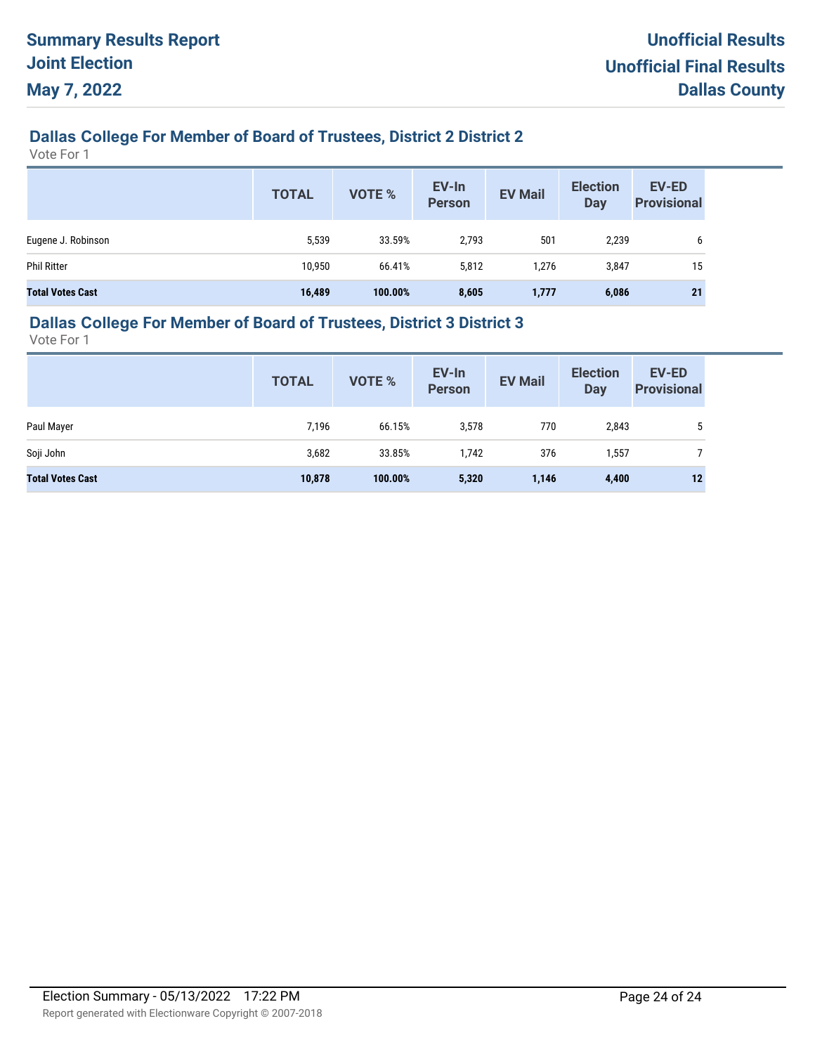## Dallas College For Member of Board of Trustees, District 2 District 2

Vote For 1

| | TOTAL | VOTE % | EV-In Person | EV Mail | Election Day | EV-ED Provisional |
|---|---|---|---|---|---|---|
| Eugene J. Robinson | 5,539 | 33.59% | 2,793 | 501 | 2,239 | 6 |
| Phil Ritter | 10,950 | 66.41% | 5,812 | 1,276 | 3,847 | 15 |
| **Total Votes Cast** | **16,489** | **100.00%** | **8,605** | **1,777** | **6,086** | **21** |

## Dallas College For Member of Board of Trustees, District 3 District 3

Vote For 1

| | TOTAL | VOTE % | EV-In Person | EV Mail | Election Day | EV-ED Provisional |
|---|---|---|---|---|---|---|
| Paul Mayer | 7,196 | 66.15% | 3,578 | 770 | 2,843 | 5 |
| Soji John | 3,682 | 33.85% | 1,742 | 376 | 1,557 | 7 |
| **Total Votes Cast** | **10,878** | **100.00%** | **5,320** | **1,146** | **4,400** | **12** |